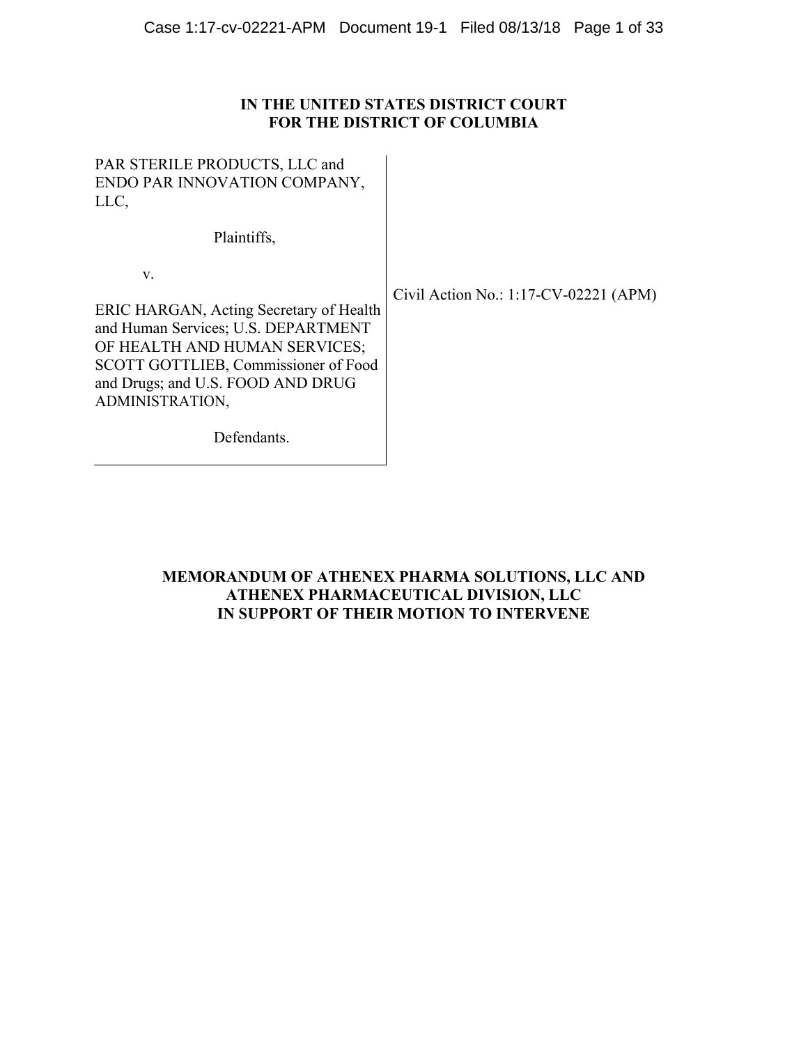# IN THE UNITED STATES DISTRICT COURT
# FOR THE DISTRICT OF COLUMBIA

| | |
|---|---|
| PAR STERILE PRODUCTS, LLC and ENDO PAR INNOVATION COMPANY, LLC,<br><br>Plaintiffs,<br><br>v.<br><br>ERIC HARGAN, Acting Secretary of Health and Human Services; U.S. DEPARTMENT OF HEALTH AND HUMAN SERVICES; SCOTT GOTTLIEB, Commissioner of Food and Drugs; and U.S. FOOD AND DRUG ADMINISTRATION,<br><br>Defendants. | Civil Action No.: 1:17-CV-02221 (APM) |

**MEMORANDUM OF ATHENEX PHARMA SOLUTIONS, LLC AND ATHENEX PHARMACEUTICAL DIVISION, LLC IN SUPPORT OF THEIR MOTION TO INTERVENE**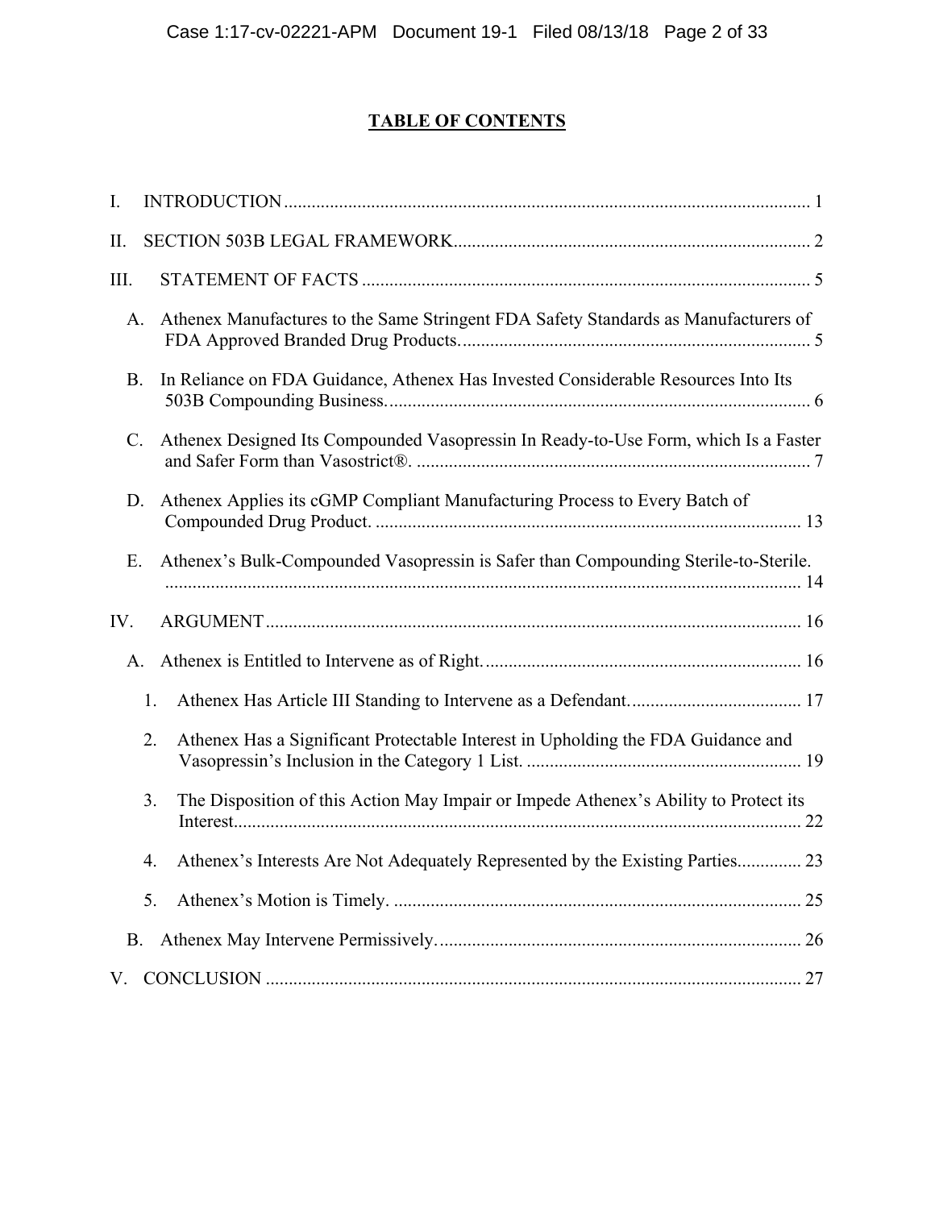## TABLE OF CONTENTS

I. INTRODUCTION .................................................................................................................. 1

II. SECTION 503B LEGAL FRAMEWORK ............................................................................. 2

III. STATEMENT OF FACTS ................................................................................................. 5

A. Athenex Manufactures to the Same Stringent FDA Safety Standards as Manufacturers of FDA Approved Branded Drug Products. ........................................................................... 5

B. In Reliance on FDA Guidance, Athenex Has Invested Considerable Resources Into Its 503B Compounding Business. ........................................................................................... 6

C. Athenex Designed Its Compounded Vasopressin In Ready-to-Use Form, which Is a Faster and Safer Form than Vasostrict®. ..................................................................................... 7

D. Athenex Applies its cGMP Compliant Manufacturing Process to Every Batch of Compounded Drug Product. ............................................................................................ 13

E. Athenex's Bulk-Compounded Vasopressin is Safer than Compounding Sterile-to-Sterile. ......................................................................................................................................... 14

IV. ARGUMENT .................................................................................................................... 16

A. Athenex is Entitled to Intervene as of Right. ..................................................................... 16

1. Athenex Has Article III Standing to Intervene as a Defendant. ...................................... 17

2. Athenex Has a Significant Protectable Interest in Upholding the FDA Guidance and Vasopressin's Inclusion in the Category 1 List. ........................................................... 19

3. The Disposition of this Action May Impair or Impede Athenex's Ability to Protect its Interest. .......................................................................................................................... 22

4. Athenex's Interests Are Not Adequately Represented by the Existing Parties. ............. 23

5. Athenex's Motion is Timely. ......................................................................................... 25

B. Athenex May Intervene Permissively. ............................................................................... 26

V. CONCLUSION ..................................................................................................................... 27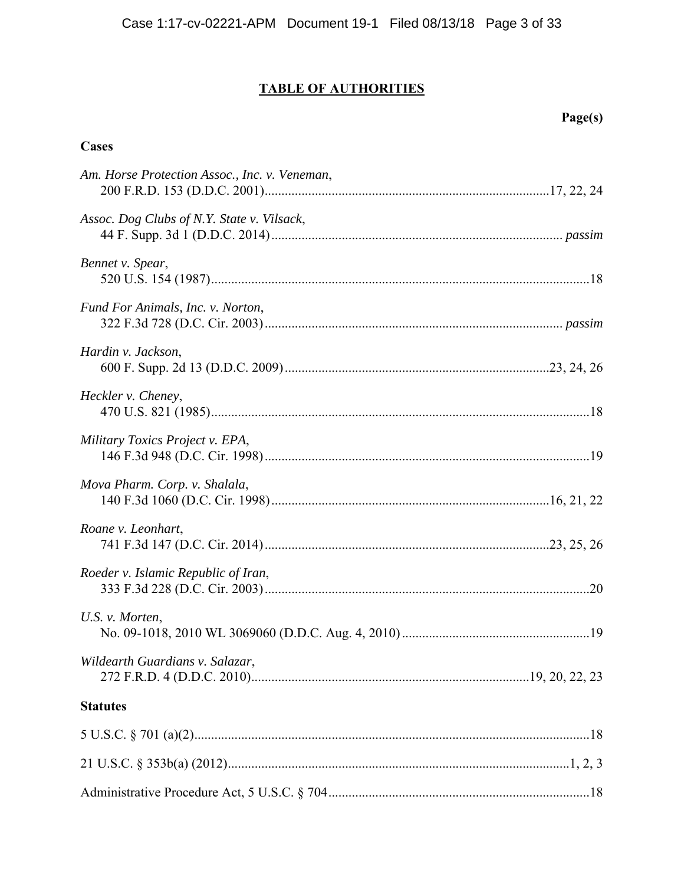# TABLE OF AUTHORITIES

**Page(s)**

## Cases

*Am. Horse Protection Assoc., Inc. v. Veneman*,
200 F.R.D. 153 (D.D.C. 2001) .......... 17, 22, 24

*Assoc. Dog Clubs of N.Y. State v. Vilsack*,
44 F. Supp. 3d 1 (D.D.C. 2014) .......... *passim*

*Bennet v. Spear*,
520 U.S. 154 (1987) .......... 18

*Fund For Animals, Inc. v. Norton*,
322 F.3d 728 (D.C. Cir. 2003) .......... *passim*

*Hardin v. Jackson*,
600 F. Supp. 2d 13 (D.D.C. 2009) .......... 23, 24, 26

*Heckler v. Cheney*,
470 U.S. 821 (1985) .......... 18

*Military Toxics Project v. EPA*,
146 F.3d 948 (D.C. Cir. 1998) .......... 19

*Mova Pharm. Corp. v. Shalala*,
140 F.3d 1060 (D.C. Cir. 1998) .......... 16, 21, 22

*Roane v. Leonhart*,
741 F.3d 147 (D.C. Cir. 2014) .......... 23, 25, 26

*Roeder v. Islamic Republic of Iran*,
333 F.3d 228 (D.C. Cir. 2003) .......... 20

*U.S. v. Morten*,
No. 09-1018, 2010 WL 3069060 (D.D.C. Aug. 4, 2010) .......... 19

*Wildearth Guardians v. Salazar*,
272 F.R.D. 4 (D.D.C. 2010) .......... 19, 20, 22, 23

## Statutes

5 U.S.C. § 701 (a)(2) .......... 18

21 U.S.C. § 353b(a) (2012) .......... 1, 2, 3

Administrative Procedure Act, 5 U.S.C. § 704 .......... 18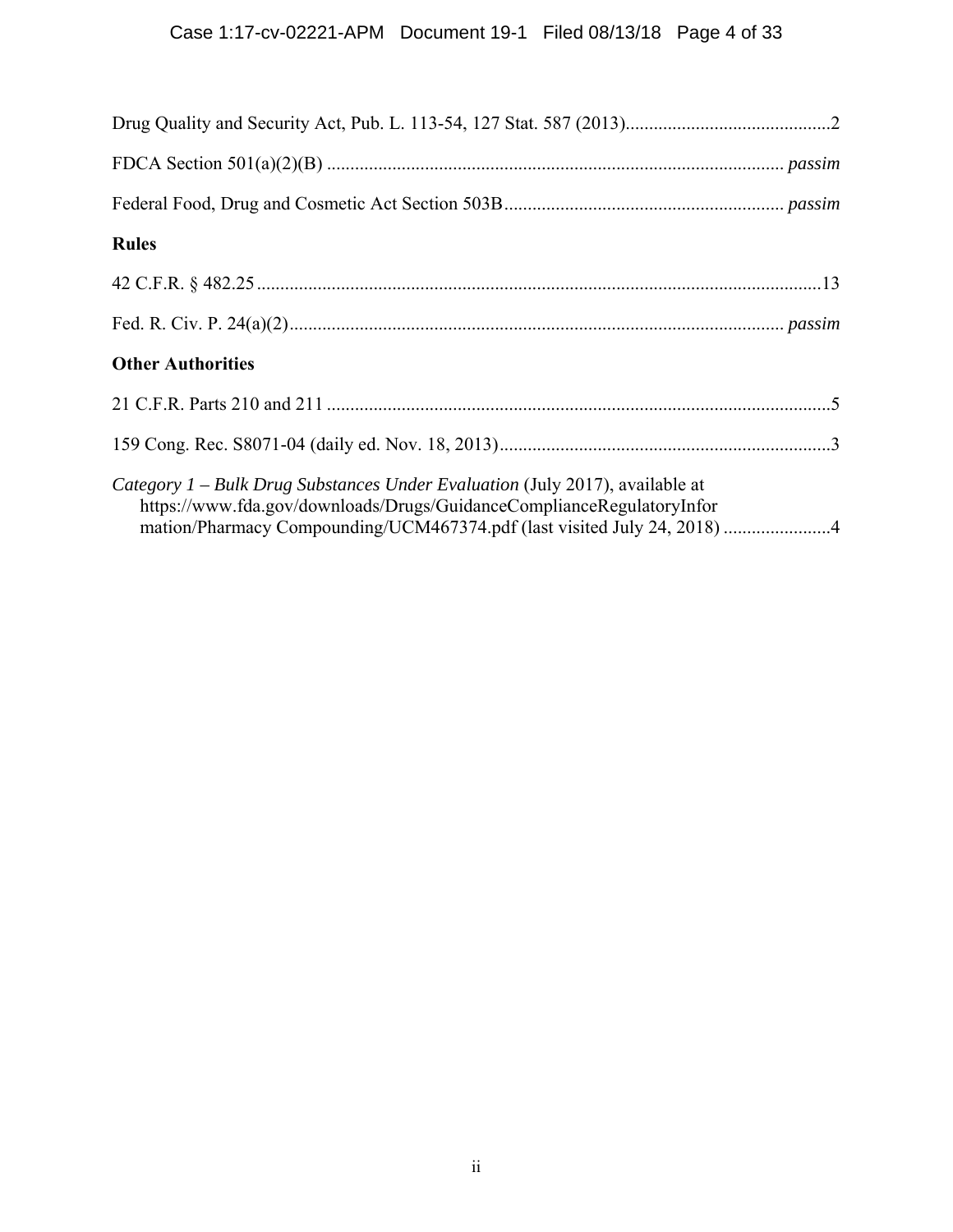Drug Quality and Security Act, Pub. L. 113-54, 127 Stat. 587 (2013)............................................2

FDCA Section 501(a)(2)(B) ................................................................................................ *passim*

Federal Food, Drug and Cosmetic Act Section 503B........................................................... *passim*

**Rules**

42 C.F.R. § 482.25........................................................................................................................13

Fed. R. Civ. P. 24(a)(2)......................................................................................................... *passim*

**Other Authorities**

21 C.F.R. Parts 210 and 211 ...........................................................................................................5

159 Cong. Rec. S8071-04 (daily ed. Nov. 18, 2013).......................................................................3

*Category 1 – Bulk Drug Substances Under Evaluation* (July 2017), available at https://www.fda.gov/downloads/Drugs/GuidanceComplianceRegulatoryInformation/Pharmacy Compounding/UCM467374.pdf (last visited July 24, 2018) .......................4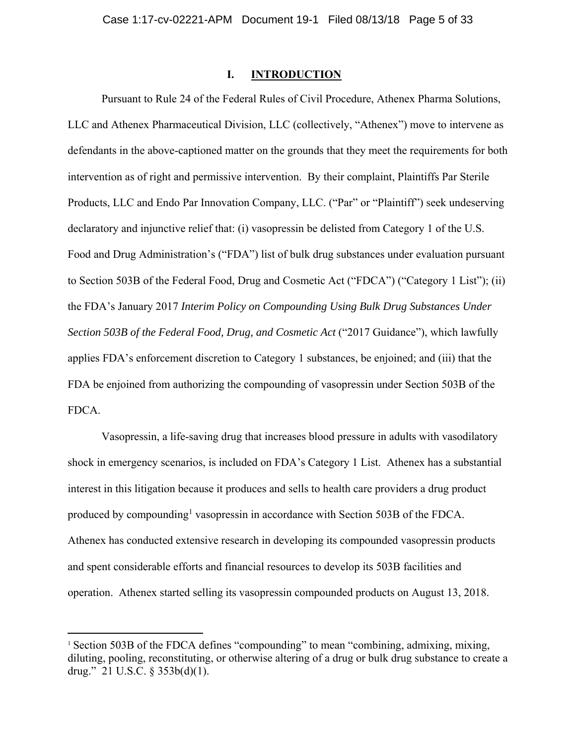## I. INTRODUCTION

Pursuant to Rule 24 of the Federal Rules of Civil Procedure, Athenex Pharma Solutions, LLC and Athenex Pharmaceutical Division, LLC (collectively, "Athenex") move to intervene as defendants in the above-captioned matter on the grounds that they meet the requirements for both intervention as of right and permissive intervention. By their complaint, Plaintiffs Par Sterile Products, LLC and Endo Par Innovation Company, LLC. ("Par" or "Plaintiff") seek undeserving declaratory and injunctive relief that: (i) vasopressin be delisted from Category 1 of the U.S. Food and Drug Administration's ("FDA") list of bulk drug substances under evaluation pursuant to Section 503B of the Federal Food, Drug and Cosmetic Act ("FDCA") ("Category 1 List"); (ii) the FDA's January 2017 *Interim Policy on Compounding Using Bulk Drug Substances Under Section 503B of the Federal Food, Drug, and Cosmetic Act* ("2017 Guidance"), which lawfully applies FDA's enforcement discretion to Category 1 substances, be enjoined; and (iii) that the FDA be enjoined from authorizing the compounding of vasopressin under Section 503B of the FDCA.

Vasopressin, a life-saving drug that increases blood pressure in adults with vasodilatory shock in emergency scenarios, is included on FDA's Category 1 List. Athenex has a substantial interest in this litigation because it produces and sells to health care providers a drug product produced by compounding[1] vasopressin in accordance with Section 503B of the FDCA. Athenex has conducted extensive research in developing its compounded vasopressin products and spent considerable efforts and financial resources to develop its 503B facilities and operation. Athenex started selling its vasopressin compounded products on August 13, 2018.

---

[1] Section 503B of the FDCA defines "compounding" to mean "combining, admixing, mixing, diluting, pooling, reconstituting, or otherwise altering of a drug or bulk drug substance to create a drug." 21 U.S.C. § 353b(d)(1).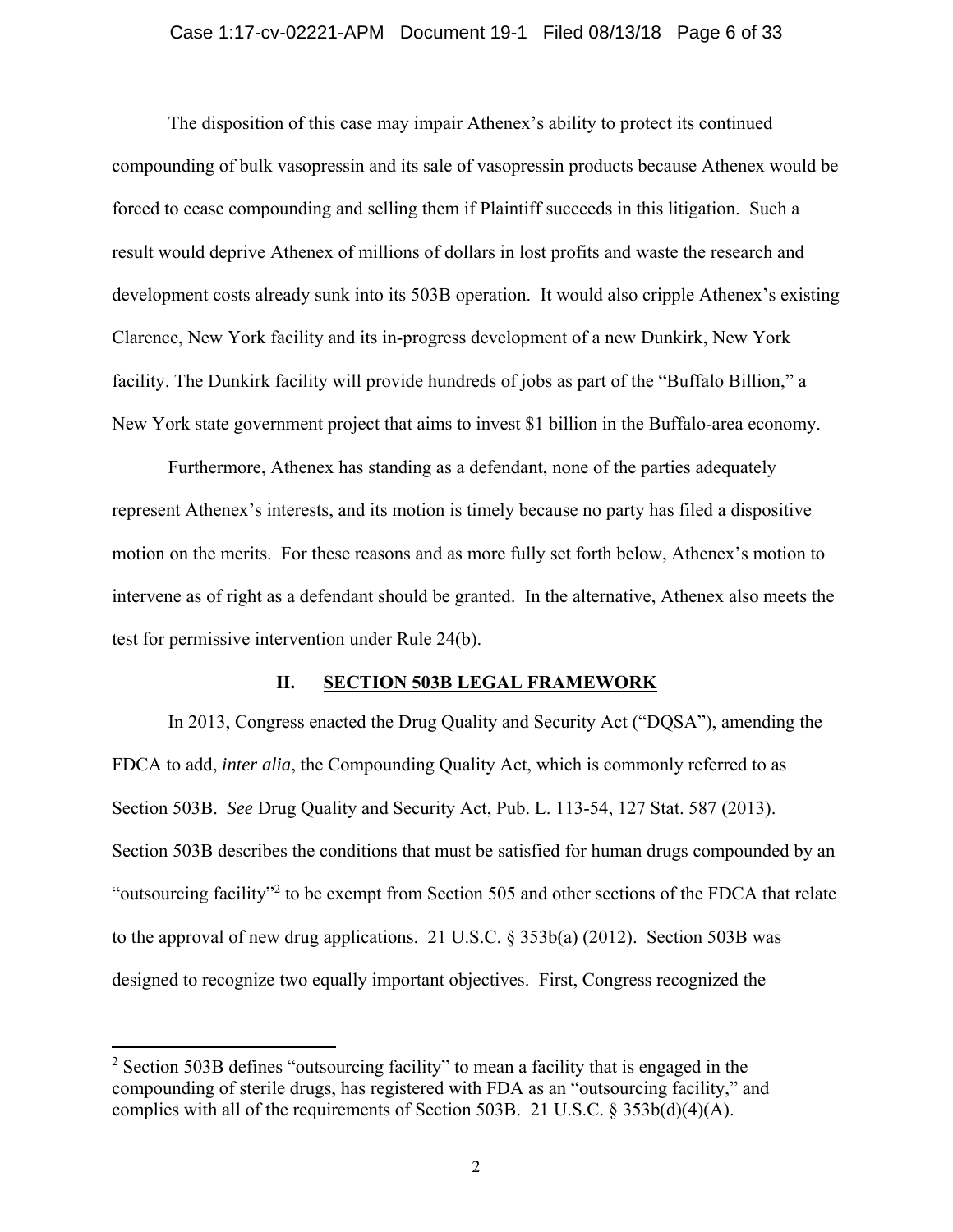The disposition of this case may impair Athenex's ability to protect its continued compounding of bulk vasopressin and its sale of vasopressin products because Athenex would be forced to cease compounding and selling them if Plaintiff succeeds in this litigation. Such a result would deprive Athenex of millions of dollars in lost profits and waste the research and development costs already sunk into its 503B operation. It would also cripple Athenex's existing Clarence, New York facility and its in-progress development of a new Dunkirk, New York facility. The Dunkirk facility will provide hundreds of jobs as part of the "Buffalo Billion," a New York state government project that aims to invest $1 billion in the Buffalo-area economy.

Furthermore, Athenex has standing as a defendant, none of the parties adequately represent Athenex's interests, and its motion is timely because no party has filed a dispositive motion on the merits. For these reasons and as more fully set forth below, Athenex's motion to intervene as of right as a defendant should be granted. In the alternative, Athenex also meets the test for permissive intervention under Rule 24(b).

## II. SECTION 503B LEGAL FRAMEWORK

In 2013, Congress enacted the Drug Quality and Security Act ("DQSA"), amending the FDCA to add, *inter alia*, the Compounding Quality Act, which is commonly referred to as Section 503B. *See* Drug Quality and Security Act, Pub. L. 113-54, 127 Stat. 587 (2013). Section 503B describes the conditions that must be satisfied for human drugs compounded by an "outsourcing facility"[2] to be exempt from Section 505 and other sections of the FDCA that relate to the approval of new drug applications. 21 U.S.C. § 353b(a) (2012). Section 503B was designed to recognize two equally important objectives. First, Congress recognized the

---

[2] Section 503B defines "outsourcing facility" to mean a facility that is engaged in the compounding of sterile drugs, has registered with FDA as an "outsourcing facility," and complies with all of the requirements of Section 503B. 21 U.S.C. § 353b(d)(4)(A).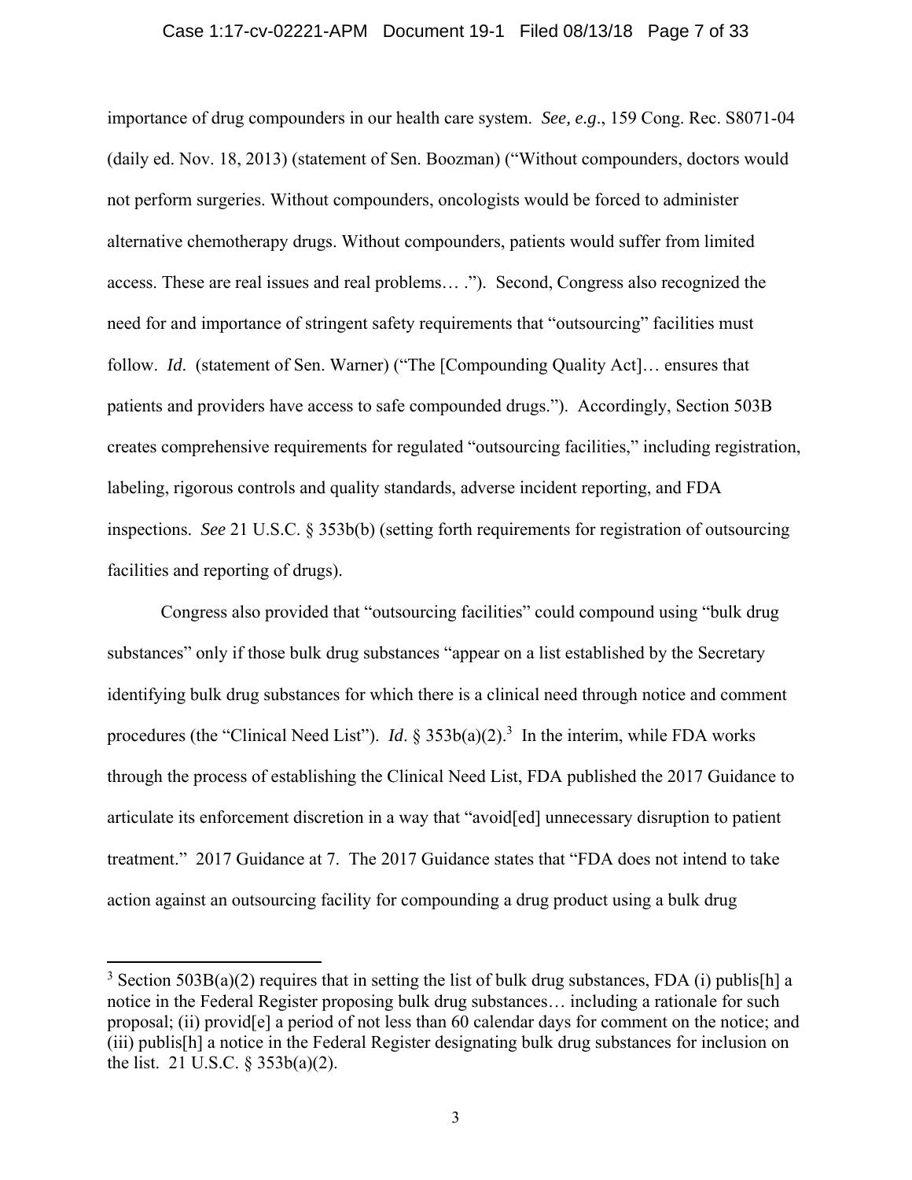importance of drug compounders in our health care system. *See, e.g*., 159 Cong. Rec. S8071-04 (daily ed. Nov. 18, 2013) (statement of Sen. Boozman) ("Without compounders, doctors would not perform surgeries. Without compounders, oncologists would be forced to administer alternative chemotherapy drugs. Without compounders, patients would suffer from limited access. These are real issues and real problems… ."). Second, Congress also recognized the need for and importance of stringent safety requirements that "outsourcing" facilities must follow. *Id*. (statement of Sen. Warner) ("The [Compounding Quality Act]… ensures that patients and providers have access to safe compounded drugs."). Accordingly, Section 503B creates comprehensive requirements for regulated "outsourcing facilities," including registration, labeling, rigorous controls and quality standards, adverse incident reporting, and FDA inspections. *See* 21 U.S.C. § 353b(b) (setting forth requirements for registration of outsourcing facilities and reporting of drugs).

Congress also provided that "outsourcing facilities" could compound using "bulk drug substances" only if those bulk drug substances "appear on a list established by the Secretary identifying bulk drug substances for which there is a clinical need through notice and comment procedures (the "Clinical Need List"). *Id*. § 353b(a)(2).[3] In the interim, while FDA works through the process of establishing the Clinical Need List, FDA published the 2017 Guidance to articulate its enforcement discretion in a way that "avoid[ed] unnecessary disruption to patient treatment." 2017 Guidance at 7. The 2017 Guidance states that "FDA does not intend to take action against an outsourcing facility for compounding a drug product using a bulk drug

[3] Section 503B(a)(2) requires that in setting the list of bulk drug substances, FDA (i) publis[h] a notice in the Federal Register proposing bulk drug substances… including a rationale for such proposal; (ii) provid[e] a period of not less than 60 calendar days for comment on the notice; and (iii) publis[h] a notice in the Federal Register designating bulk drug substances for inclusion on the list. 21 U.S.C. § 353b(a)(2).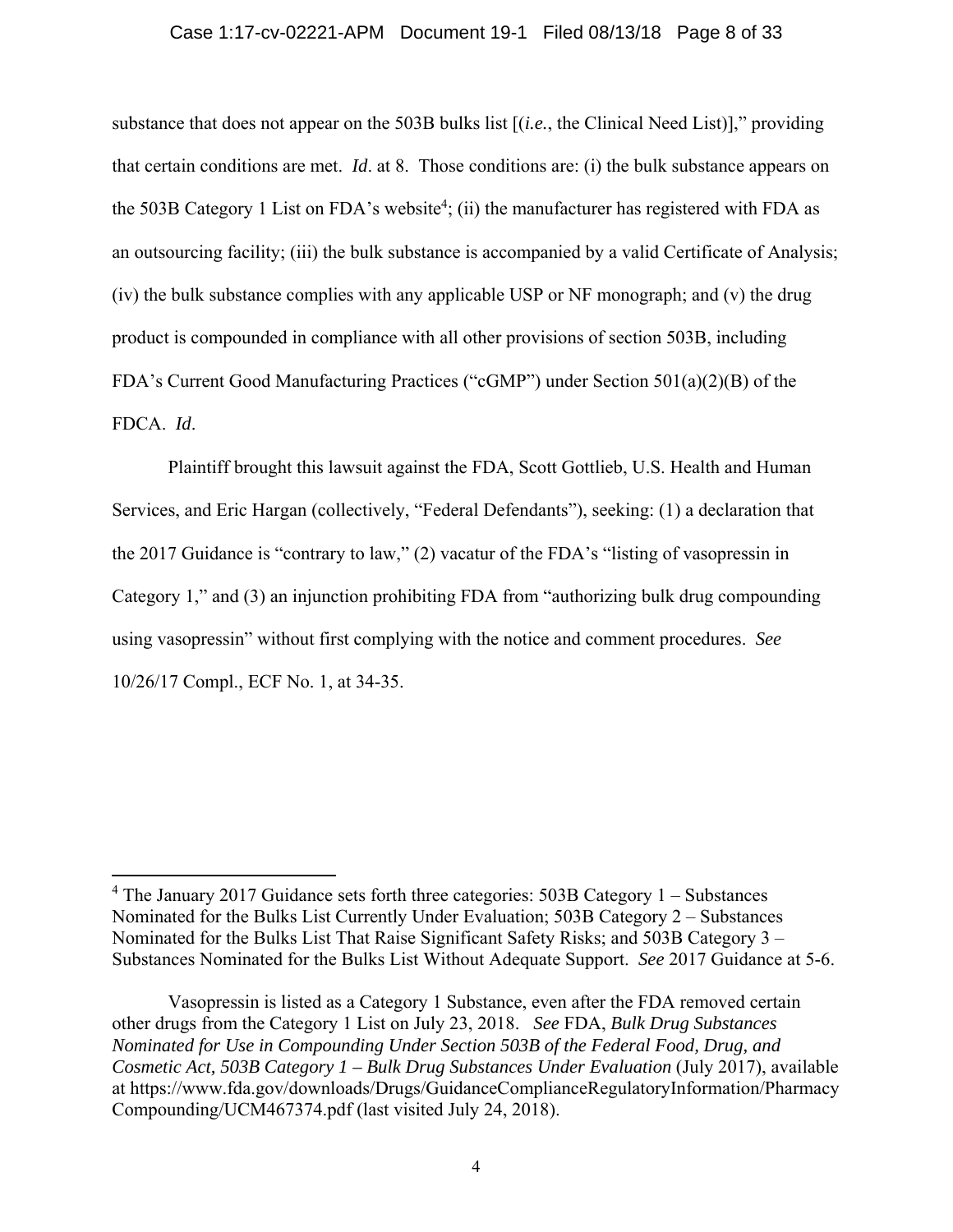substance that does not appear on the 503B bulks list [(*i.e.*, the Clinical Need List)]," providing that certain conditions are met. *Id*. at 8. Those conditions are: (i) the bulk substance appears on the 503B Category 1 List on FDA's website[4]; (ii) the manufacturer has registered with FDA as an outsourcing facility; (iii) the bulk substance is accompanied by a valid Certificate of Analysis; (iv) the bulk substance complies with any applicable USP or NF monograph; and (v) the drug product is compounded in compliance with all other provisions of section 503B, including FDA's Current Good Manufacturing Practices ("cGMP") under Section 501(a)(2)(B) of the FDCA. *Id*.

Plaintiff brought this lawsuit against the FDA, Scott Gottlieb, U.S. Health and Human Services, and Eric Hargan (collectively, "Federal Defendants"), seeking: (1) a declaration that the 2017 Guidance is "contrary to law," (2) vacatur of the FDA's "listing of vasopressin in Category 1," and (3) an injunction prohibiting FDA from "authorizing bulk drug compounding using vasopressin" without first complying with the notice and comment procedures. *See* 10/26/17 Compl., ECF No. 1, at 34-35.

---

[4] The January 2017 Guidance sets forth three categories: 503B Category 1 – Substances Nominated for the Bulks List Currently Under Evaluation; 503B Category 2 – Substances Nominated for the Bulks List That Raise Significant Safety Risks; and 503B Category 3 – Substances Nominated for the Bulks List Without Adequate Support. *See* 2017 Guidance at 5-6.

Vasopressin is listed as a Category 1 Substance, even after the FDA removed certain other drugs from the Category 1 List on July 23, 2018. *See* FDA, *Bulk Drug Substances Nominated for Use in Compounding Under Section 503B of the Federal Food, Drug, and Cosmetic Act, 503B Category 1 – Bulk Drug Substances Under Evaluation* (July 2017), available at https://www.fda.gov/downloads/Drugs/GuidanceComplianceRegulatoryInformation/PharmacyCompounding/UCM467374.pdf (last visited July 24, 2018).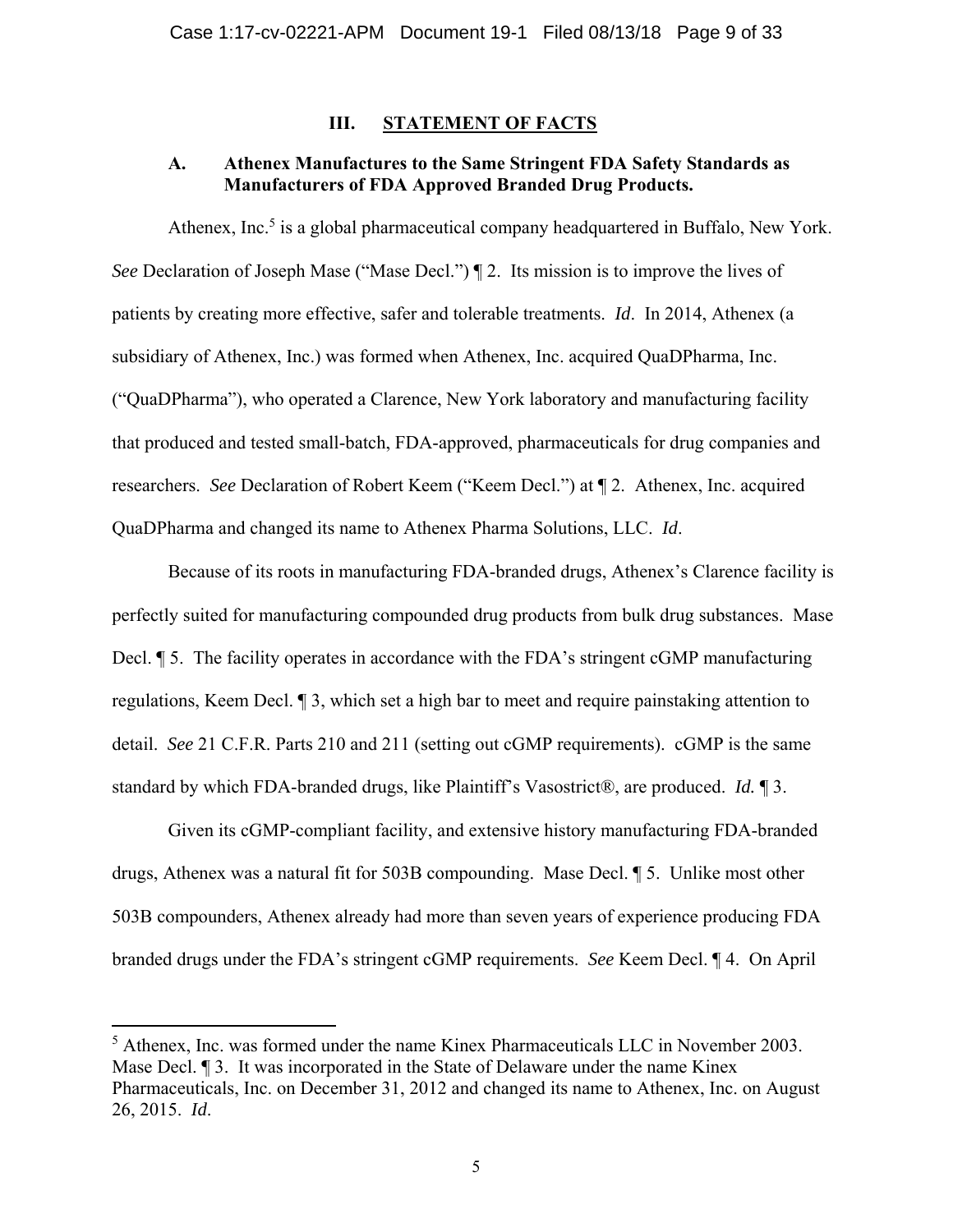## III. STATEMENT OF FACTS

### A. Athenex Manufactures to the Same Stringent FDA Safety Standards as Manufacturers of FDA Approved Branded Drug Products.

Athenex, Inc.[5] is a global pharmaceutical company headquartered in Buffalo, New York. *See* Declaration of Joseph Mase ("Mase Decl.") ¶ 2. Its mission is to improve the lives of patients by creating more effective, safer and tolerable treatments. *Id*. In 2014, Athenex (a subsidiary of Athenex, Inc.) was formed when Athenex, Inc. acquired QuaDPharma, Inc. ("QuaDPharma"), who operated a Clarence, New York laboratory and manufacturing facility that produced and tested small-batch, FDA-approved, pharmaceuticals for drug companies and researchers. *See* Declaration of Robert Keem ("Keem Decl.") at ¶ 2. Athenex, Inc. acquired QuaDPharma and changed its name to Athenex Pharma Solutions, LLC. *Id*.

Because of its roots in manufacturing FDA-branded drugs, Athenex's Clarence facility is perfectly suited for manufacturing compounded drug products from bulk drug substances. Mase Decl. ¶ 5. The facility operates in accordance with the FDA's stringent cGMP manufacturing regulations, Keem Decl. ¶ 3, which set a high bar to meet and require painstaking attention to detail. *See* 21 C.F.R. Parts 210 and 211 (setting out cGMP requirements). cGMP is the same standard by which FDA-branded drugs, like Plaintiff's Vasostrict®, are produced. *Id.* ¶ 3.

Given its cGMP-compliant facility, and extensive history manufacturing FDA-branded drugs, Athenex was a natural fit for 503B compounding. Mase Decl. ¶ 5. Unlike most other 503B compounders, Athenex already had more than seven years of experience producing FDA branded drugs under the FDA's stringent cGMP requirements. *See* Keem Decl. ¶ 4. On April

---

[5] Athenex, Inc. was formed under the name Kinex Pharmaceuticals LLC in November 2003. Mase Decl. ¶ 3. It was incorporated in the State of Delaware under the name Kinex Pharmaceuticals, Inc. on December 31, 2012 and changed its name to Athenex, Inc. on August 26, 2015. *Id*.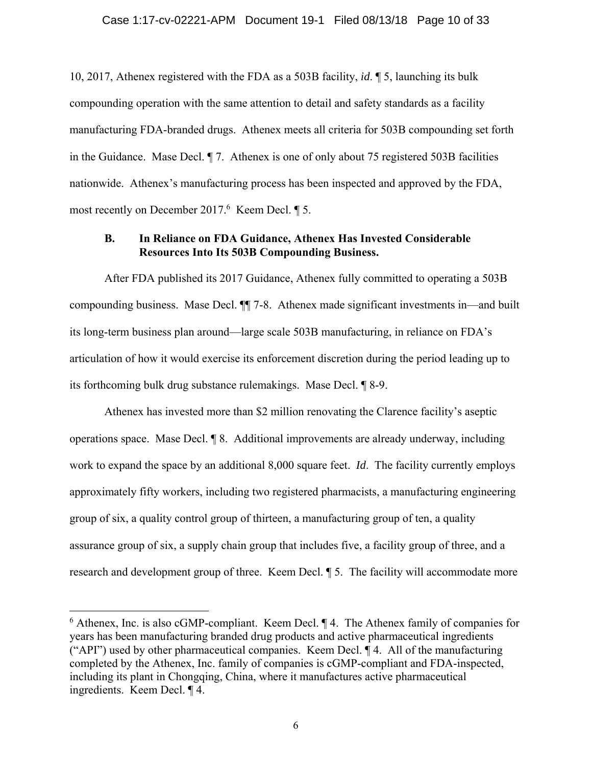10, 2017, Athenex registered with the FDA as a 503B facility, *id*. ¶ 5, launching its bulk compounding operation with the same attention to detail and safety standards as a facility manufacturing FDA-branded drugs. Athenex meets all criteria for 503B compounding set forth in the Guidance. Mase Decl. ¶ 7. Athenex is one of only about 75 registered 503B facilities nationwide. Athenex's manufacturing process has been inspected and approved by the FDA, most recently on December 2017.[6] Keem Decl. ¶ 5.

### B. In Reliance on FDA Guidance, Athenex Has Invested Considerable Resources Into Its 503B Compounding Business.

After FDA published its 2017 Guidance, Athenex fully committed to operating a 503B compounding business. Mase Decl. ¶¶ 7-8. Athenex made significant investments in—and built its long-term business plan around—large scale 503B manufacturing, in reliance on FDA's articulation of how it would exercise its enforcement discretion during the period leading up to its forthcoming bulk drug substance rulemakings. Mase Decl. ¶ 8-9.

Athenex has invested more than $2 million renovating the Clarence facility's aseptic operations space. Mase Decl. ¶ 8. Additional improvements are already underway, including work to expand the space by an additional 8,000 square feet. *Id*. The facility currently employs approximately fifty workers, including two registered pharmacists, a manufacturing engineering group of six, a quality control group of thirteen, a manufacturing group of ten, a quality assurance group of six, a supply chain group that includes five, a facility group of three, and a research and development group of three. Keem Decl. ¶ 5. The facility will accommodate more

---

[6] Athenex, Inc. is also cGMP-compliant. Keem Decl. ¶ 4. The Athenex family of companies for years has been manufacturing branded drug products and active pharmaceutical ingredients ("API") used by other pharmaceutical companies. Keem Decl. ¶ 4. All of the manufacturing completed by the Athenex, Inc. family of companies is cGMP-compliant and FDA-inspected, including its plant in Chongqing, China, where it manufactures active pharmaceutical ingredients. Keem Decl. ¶ 4.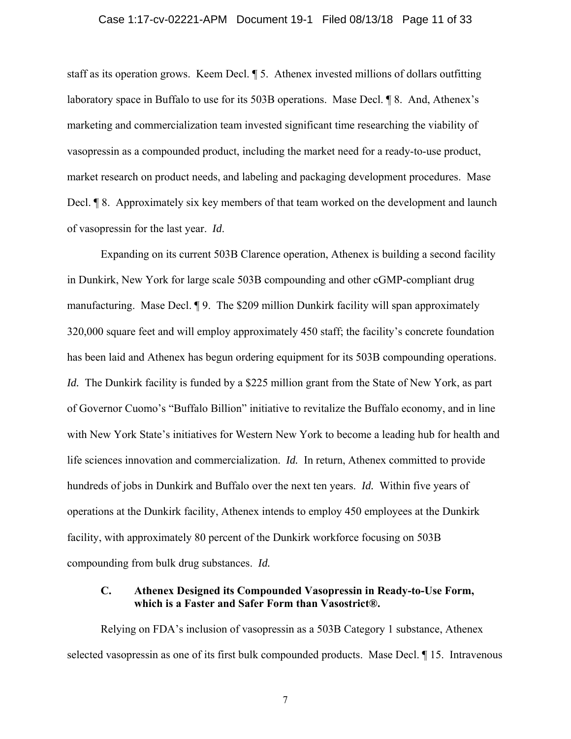staff as its operation grows. Keem Decl. ¶ 5. Athenex invested millions of dollars outfitting laboratory space in Buffalo to use for its 503B operations. Mase Decl. ¶ 8. And, Athenex's marketing and commercialization team invested significant time researching the viability of vasopressin as a compounded product, including the market need for a ready-to-use product, market research on product needs, and labeling and packaging development procedures. Mase Decl. ¶ 8. Approximately six key members of that team worked on the development and launch of vasopressin for the last year. *Id*.

Expanding on its current 503B Clarence operation, Athenex is building a second facility in Dunkirk, New York for large scale 503B compounding and other cGMP-compliant drug manufacturing. Mase Decl. ¶ 9. The $209 million Dunkirk facility will span approximately 320,000 square feet and will employ approximately 450 staff; the facility's concrete foundation has been laid and Athenex has begun ordering equipment for its 503B compounding operations. *Id.* The Dunkirk facility is funded by a $225 million grant from the State of New York, as part of Governor Cuomo's "Buffalo Billion" initiative to revitalize the Buffalo economy, and in line with New York State's initiatives for Western New York to become a leading hub for health and life sciences innovation and commercialization. *Id.* In return, Athenex committed to provide hundreds of jobs in Dunkirk and Buffalo over the next ten years. *Id.* Within five years of operations at the Dunkirk facility, Athenex intends to employ 450 employees at the Dunkirk facility, with approximately 80 percent of the Dunkirk workforce focusing on 503B compounding from bulk drug substances. *Id.*

### C. Athenex Designed its Compounded Vasopressin in Ready-to-Use Form, which is a Faster and Safer Form than Vasostrict®.

Relying on FDA's inclusion of vasopressin as a 503B Category 1 substance, Athenex selected vasopressin as one of its first bulk compounded products. Mase Decl. ¶ 15. Intravenous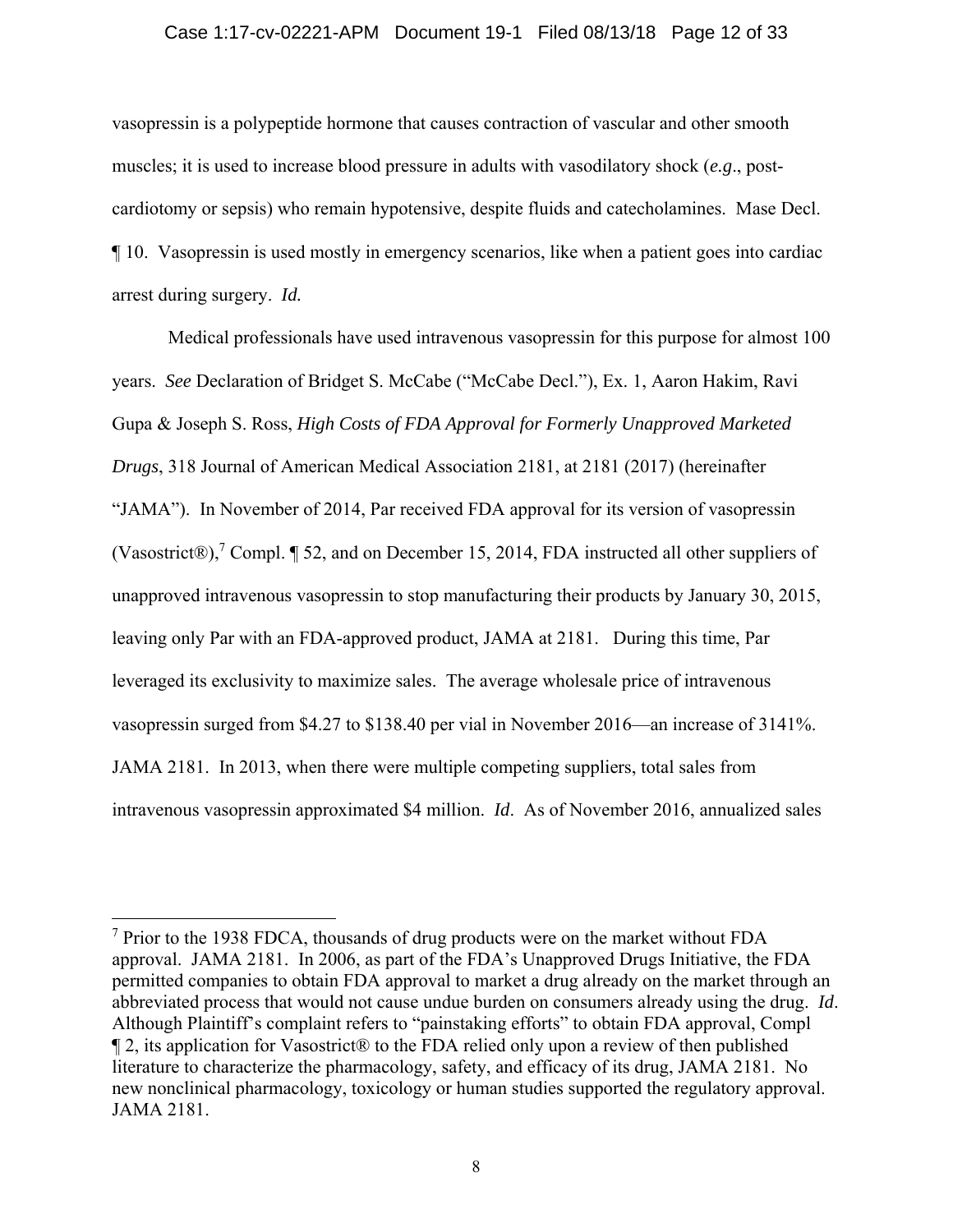vasopressin is a polypeptide hormone that causes contraction of vascular and other smooth muscles; it is used to increase blood pressure in adults with vasodilatory shock (*e.g*., post-cardiotomy or sepsis) who remain hypotensive, despite fluids and catecholamines. Mase Decl. ¶ 10. Vasopressin is used mostly in emergency scenarios, like when a patient goes into cardiac arrest during surgery. *Id.*

Medical professionals have used intravenous vasopressin for this purpose for almost 100 years. *See* Declaration of Bridget S. McCabe ("McCabe Decl."), Ex. 1, Aaron Hakim, Ravi Gupta & Joseph S. Ross, *High Costs of FDA Approval for Formerly Unapproved Marketed Drugs*, 318 Journal of American Medical Association 2181, at 2181 (2017) (hereinafter "JAMA"). In November of 2014, Par received FDA approval for its version of vasopressin (Vasostrict®),[7] Compl. ¶ 52, and on December 15, 2014, FDA instructed all other suppliers of unapproved intravenous vasopressin to stop manufacturing their products by January 30, 2015, leaving only Par with an FDA-approved product, JAMA at 2181. During this time, Par leveraged its exclusivity to maximize sales. The average wholesale price of intravenous vasopressin surged from $4.27 to $138.40 per vial in November 2016—an increase of 3141%. JAMA 2181. In 2013, when there were multiple competing suppliers, total sales from intravenous vasopressin approximated $4 million. *Id*. As of November 2016, annualized sales

---

[7] Prior to the 1938 FDCA, thousands of drug products were on the market without FDA approval. JAMA 2181. In 2006, as part of the FDA's Unapproved Drugs Initiative, the FDA permitted companies to obtain FDA approval to market a drug already on the market through an abbreviated process that would not cause undue burden on consumers already using the drug. *Id*. Although Plaintiff's complaint refers to "painstaking efforts" to obtain FDA approval, Compl ¶ 2, its application for Vasostrict® to the FDA relied only upon a review of then published literature to characterize the pharmacology, safety, and efficacy of its drug, JAMA 2181. No new nonclinical pharmacology, toxicology or human studies supported the regulatory approval. JAMA 2181.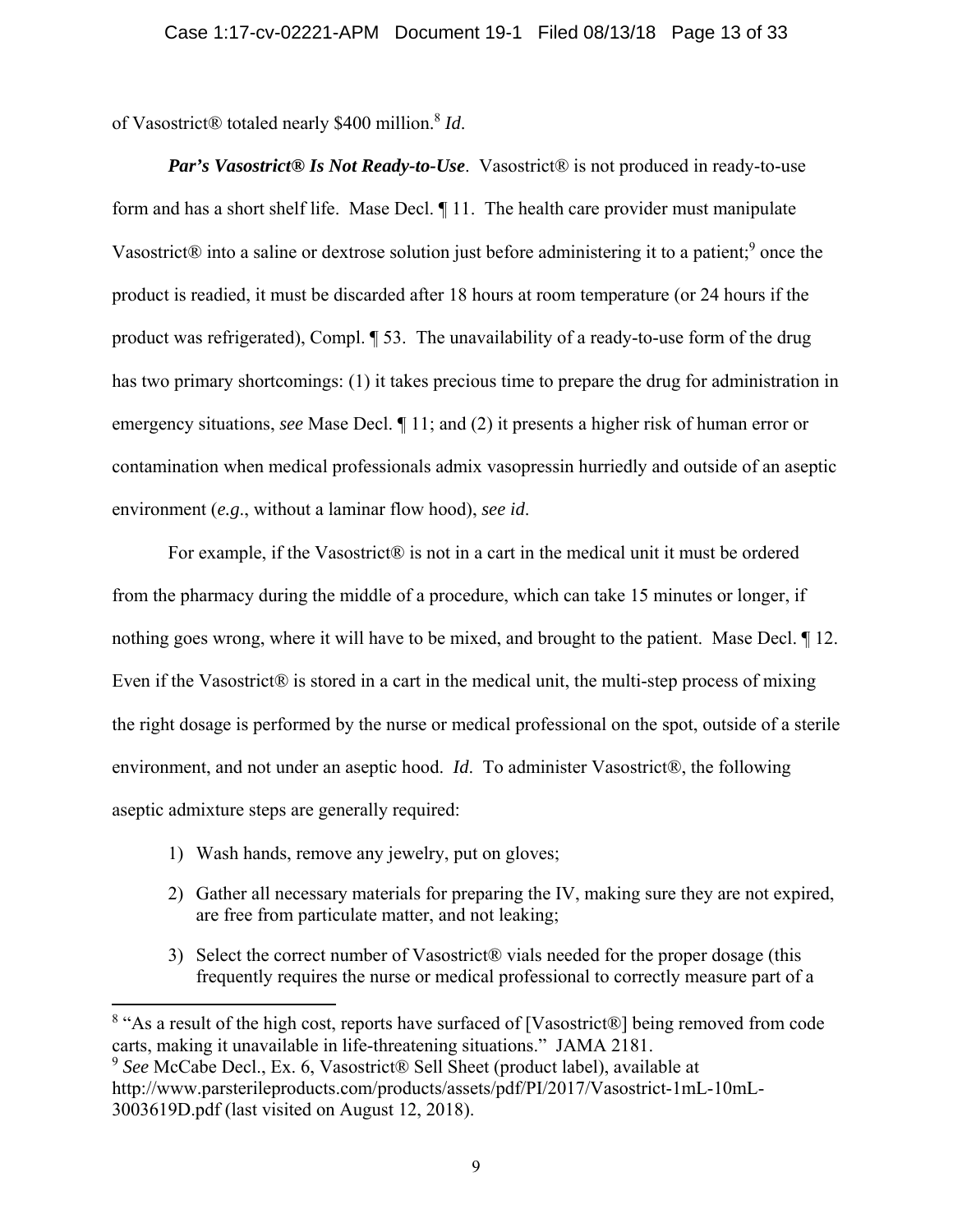of Vasostrict® totaled nearly $400 million.[8] *Id*.

***Par's Vasostrict® Is Not Ready-to-Use***. Vasostrict® is not produced in ready-to-use form and has a short shelf life. Mase Decl. ¶ 11. The health care provider must manipulate Vasostrict® into a saline or dextrose solution just before administering it to a patient;[9] once the product is readied, it must be discarded after 18 hours at room temperature (or 24 hours if the product was refrigerated), Compl. ¶ 53. The unavailability of a ready-to-use form of the drug has two primary shortcomings: (1) it takes precious time to prepare the drug for administration in emergency situations, *see* Mase Decl. ¶ 11; and (2) it presents a higher risk of human error or contamination when medical professionals admix vasopressin hurriedly and outside of an aseptic environment (*e.g.*, without a laminar flow hood), *see id*.

For example, if the Vasostrict® is not in a cart in the medical unit it must be ordered from the pharmacy during the middle of a procedure, which can take 15 minutes or longer, if nothing goes wrong, where it will have to be mixed, and brought to the patient. Mase Decl. ¶ 12. Even if the Vasostrict® is stored in a cart in the medical unit, the multi-step process of mixing the right dosage is performed by the nurse or medical professional on the spot, outside of a sterile environment, and not under an aseptic hood. *Id*. To administer Vasostrict®, the following aseptic admixture steps are generally required:

1) Wash hands, remove any jewelry, put on gloves;
2) Gather all necessary materials for preparing the IV, making sure they are not expired, are free from particulate matter, and not leaking;
3) Select the correct number of Vasostrict® vials needed for the proper dosage (this frequently requires the nurse or medical professional to correctly measure part of a

---

[8] "As a result of the high cost, reports have surfaced of [Vasostrict®] being removed from code carts, making it unavailable in life-threatening situations." JAMA 2181.

[9] *See* McCabe Decl., Ex. 6, Vasostrict® Sell Sheet (product label), available at http://www.parsterileproducts.com/products/assets/pdf/PI/2017/Vasostrict-1mL-10mL-3003619D.pdf (last visited on August 12, 2018).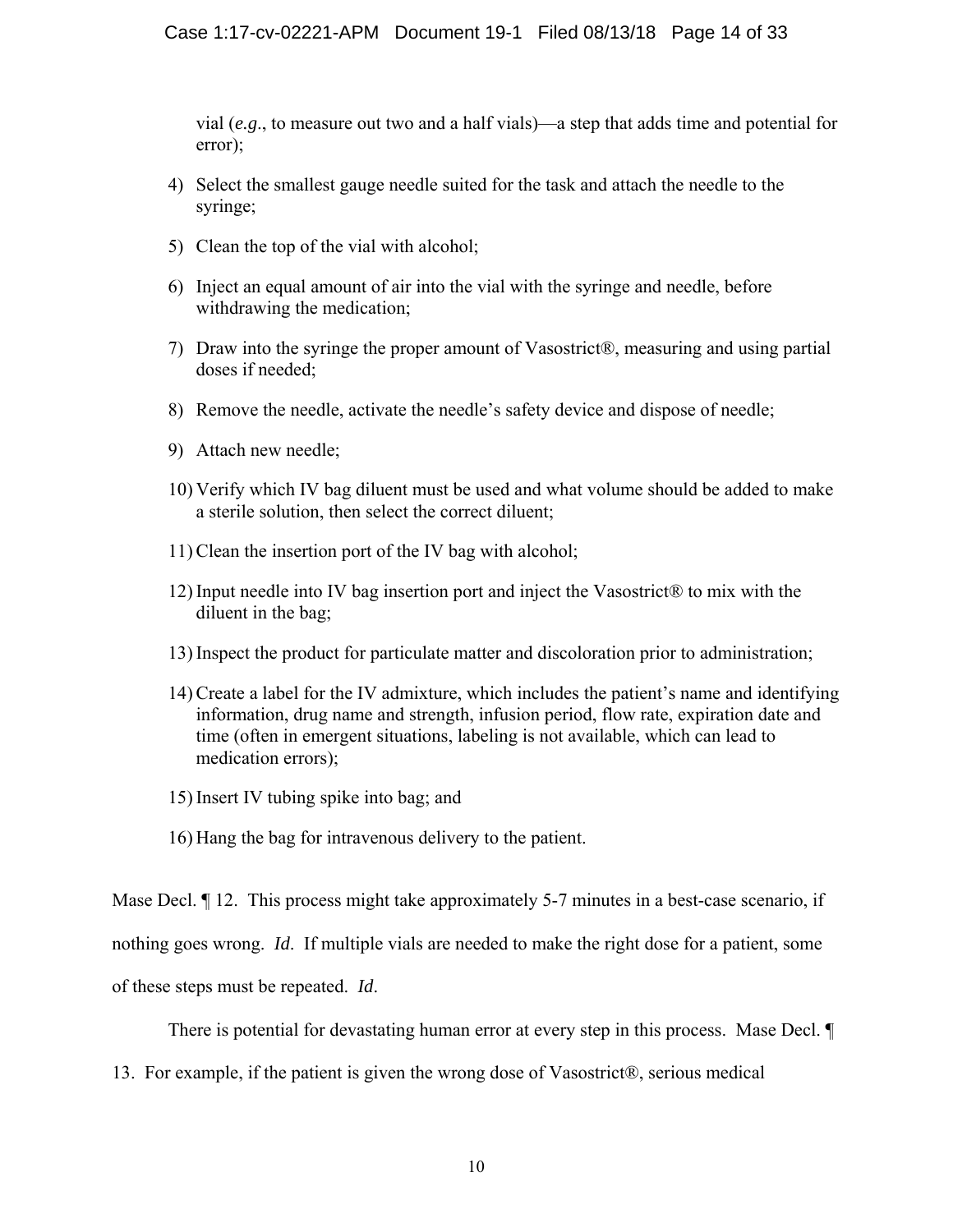vial (*e.g.*, to measure out two and a half vials)—a step that adds time and potential for error);

4) Select the smallest gauge needle suited for the task and attach the needle to the syringe;

5) Clean the top of the vial with alcohol;

6) Inject an equal amount of air into the vial with the syringe and needle, before withdrawing the medication;

7) Draw into the syringe the proper amount of Vasostrict®, measuring and using partial doses if needed;

8) Remove the needle, activate the needle's safety device and dispose of needle;

9) Attach new needle;

10) Verify which IV bag diluent must be used and what volume should be added to make a sterile solution, then select the correct diluent;

11) Clean the insertion port of the IV bag with alcohol;

12) Input needle into IV bag insertion port and inject the Vasostrict® to mix with the diluent in the bag;

13) Inspect the product for particulate matter and discoloration prior to administration;

14) Create a label for the IV admixture, which includes the patient's name and identifying information, drug name and strength, infusion period, flow rate, expiration date and time (often in emergent situations, labeling is not available, which can lead to medication errors);

15) Insert IV tubing spike into bag; and

16) Hang the bag for intravenous delivery to the patient.

Mase Decl. ¶ 12. This process might take approximately 5-7 minutes in a best-case scenario, if nothing goes wrong. *Id*. If multiple vials are needed to make the right dose for a patient, some of these steps must be repeated. *Id*.

There is potential for devastating human error at every step in this process. Mase Decl. ¶ 13. For example, if the patient is given the wrong dose of Vasostrict®, serious medical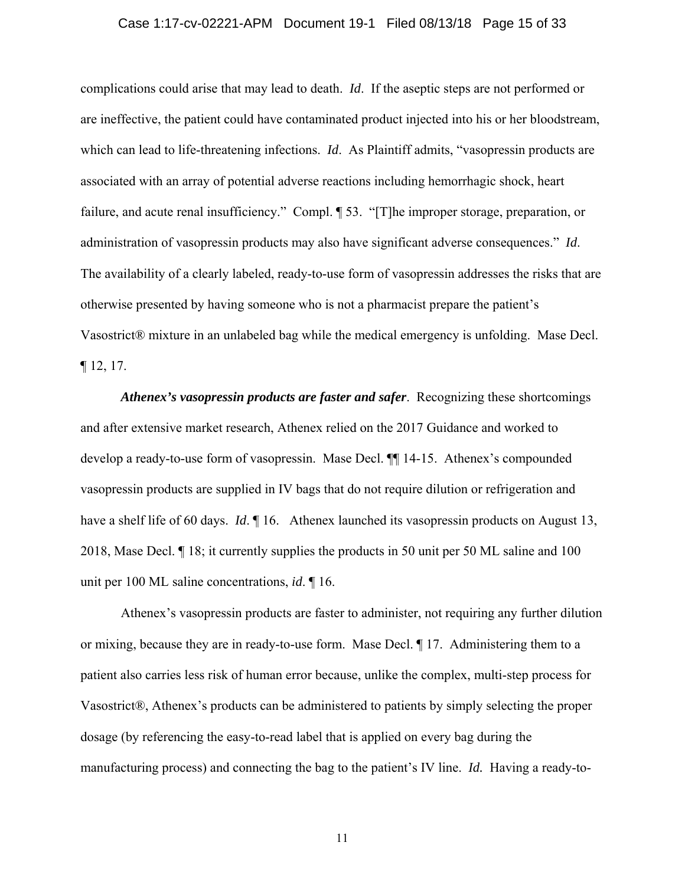complications could arise that may lead to death. *Id*. If the aseptic steps are not performed or are ineffective, the patient could have contaminated product injected into his or her bloodstream, which can lead to life-threatening infections. *Id*. As Plaintiff admits, "vasopressin products are associated with an array of potential adverse reactions including hemorrhagic shock, heart failure, and acute renal insufficiency." Compl. ¶ 53. "[T]he improper storage, preparation, or administration of vasopressin products may also have significant adverse consequences." *Id*. The availability of a clearly labeled, ready-to-use form of vasopressin addresses the risks that are otherwise presented by having someone who is not a pharmacist prepare the patient's Vasostrict® mixture in an unlabeled bag while the medical emergency is unfolding. Mase Decl. ¶ 12, 17.

***Athenex's vasopressin products are faster and safer***. Recognizing these shortcomings and after extensive market research, Athenex relied on the 2017 Guidance and worked to develop a ready-to-use form of vasopressin. Mase Decl. ¶¶ 14-15. Athenex's compounded vasopressin products are supplied in IV bags that do not require dilution or refrigeration and have a shelf life of 60 days. *Id*. ¶ 16. Athenex launched its vasopressin products on August 13, 2018, Mase Decl. ¶ 18; it currently supplies the products in 50 unit per 50 ML saline and 100 unit per 100 ML saline concentrations, *id*. ¶ 16.

Athenex's vasopressin products are faster to administer, not requiring any further dilution or mixing, because they are in ready-to-use form. Mase Decl. ¶ 17. Administering them to a patient also carries less risk of human error because, unlike the complex, multi-step process for Vasostrict®, Athenex's products can be administered to patients by simply selecting the proper dosage (by referencing the easy-to-read label that is applied on every bag during the manufacturing process) and connecting the bag to the patient's IV line. *Id.* Having a ready-to-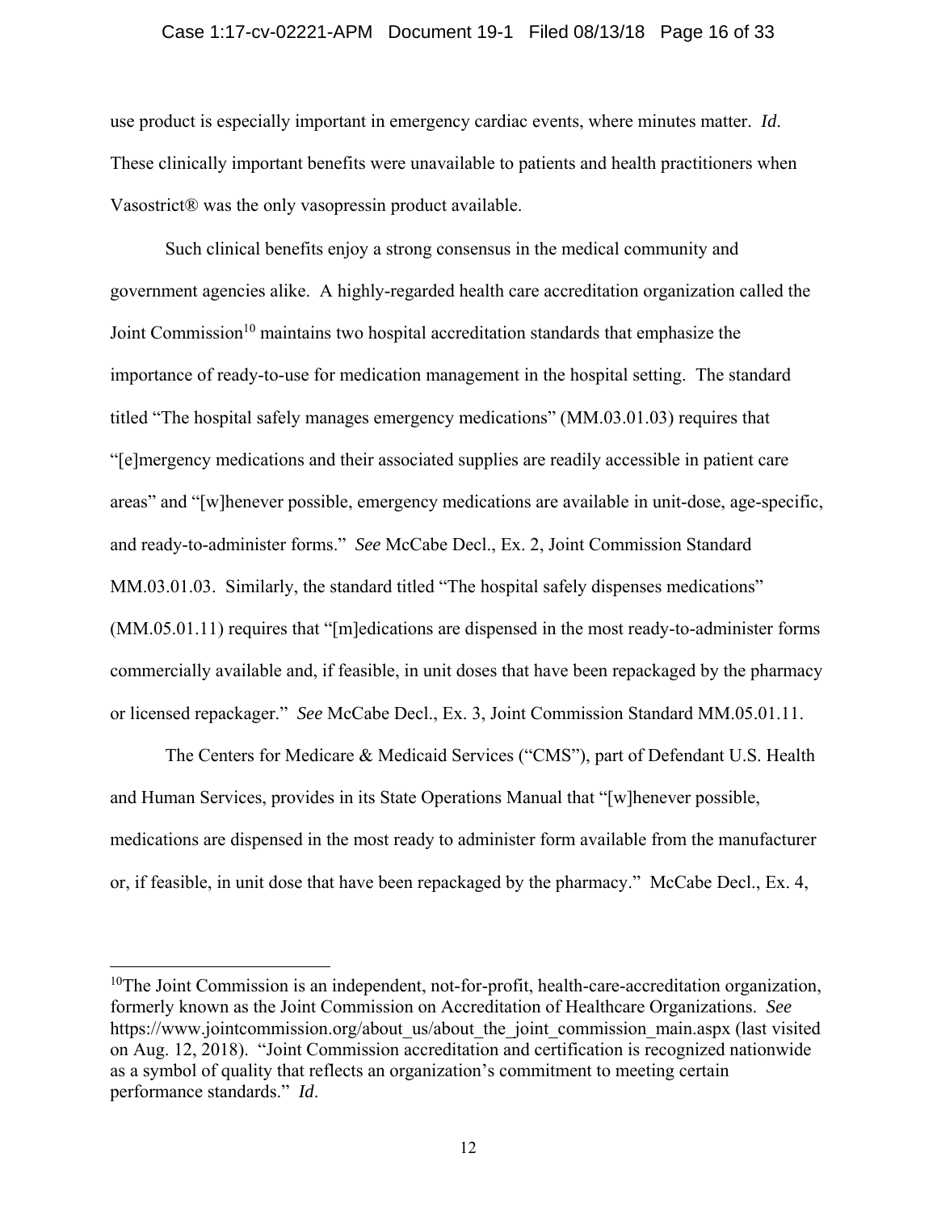use product is especially important in emergency cardiac events, where minutes matter. *Id.* These clinically important benefits were unavailable to patients and health practitioners when Vasostrict® was the only vasopressin product available.

Such clinical benefits enjoy a strong consensus in the medical community and government agencies alike. A highly-regarded health care accreditation organization called the Joint Commission[10] maintains two hospital accreditation standards that emphasize the importance of ready-to-use for medication management in the hospital setting. The standard titled "The hospital safely manages emergency medications" (MM.03.01.03) requires that "[e]mergency medications and their associated supplies are readily accessible in patient care areas" and "[w]henever possible, emergency medications are available in unit-dose, age-specific, and ready-to-administer forms." *See* McCabe Decl., Ex. 2, Joint Commission Standard MM.03.01.03. Similarly, the standard titled "The hospital safely dispenses medications" (MM.05.01.11) requires that "[m]edications are dispensed in the most ready-to-administer forms commercially available and, if feasible, in unit doses that have been repackaged by the pharmacy or licensed repackager." *See* McCabe Decl., Ex. 3, Joint Commission Standard MM.05.01.11.

The Centers for Medicare & Medicaid Services ("CMS"), part of Defendant U.S. Health and Human Services, provides in its State Operations Manual that "[w]henever possible, medications are dispensed in the most ready to administer form available from the manufacturer or, if feasible, in unit dose that have been repackaged by the pharmacy." McCabe Decl., Ex. 4,

---

[10] The Joint Commission is an independent, not-for-profit, health-care-accreditation organization, formerly known as the Joint Commission on Accreditation of Healthcare Organizations. *See* https://www.jointcommission.org/about_us/about_the_joint_commission_main.aspx (last visited on Aug. 12, 2018). "Joint Commission accreditation and certification is recognized nationwide as a symbol of quality that reflects an organization's commitment to meeting certain performance standards." *Id*.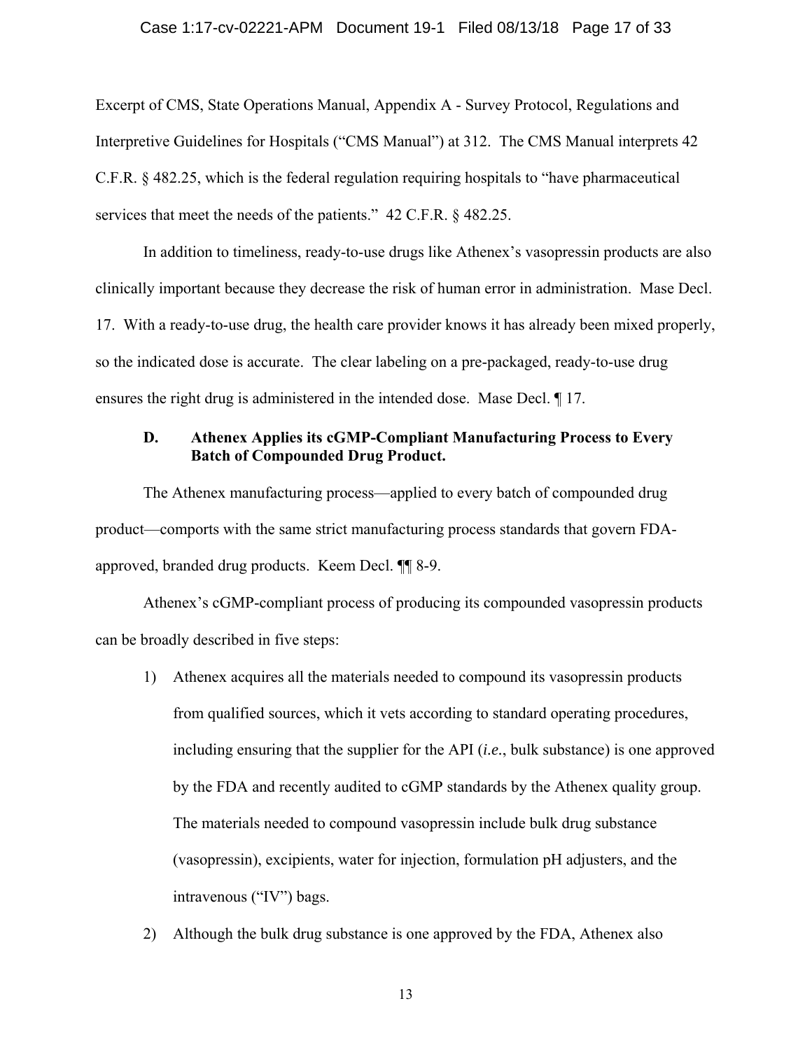Excerpt of CMS, State Operations Manual, Appendix A - Survey Protocol, Regulations and Interpretive Guidelines for Hospitals ("CMS Manual") at 312. The CMS Manual interprets 42 C.F.R. § 482.25, which is the federal regulation requiring hospitals to "have pharmaceutical services that meet the needs of the patients." 42 C.F.R. § 482.25.

In addition to timeliness, ready-to-use drugs like Athenex's vasopressin products are also clinically important because they decrease the risk of human error in administration. Mase Decl. 17. With a ready-to-use drug, the health care provider knows it has already been mixed properly, so the indicated dose is accurate. The clear labeling on a pre-packaged, ready-to-use drug ensures the right drug is administered in the intended dose. Mase Decl. ¶ 17.

### D. Athenex Applies its cGMP-Compliant Manufacturing Process to Every Batch of Compounded Drug Product.

The Athenex manufacturing process—applied to every batch of compounded drug product—comports with the same strict manufacturing process standards that govern FDA-approved, branded drug products. Keem Decl. ¶¶ 8-9.

Athenex's cGMP-compliant process of producing its compounded vasopressin products can be broadly described in five steps:

1) Athenex acquires all the materials needed to compound its vasopressin products from qualified sources, which it vets according to standard operating procedures, including ensuring that the supplier for the API (*i.e.*, bulk substance) is one approved by the FDA and recently audited to cGMP standards by the Athenex quality group. The materials needed to compound vasopressin include bulk drug substance (vasopressin), excipients, water for injection, formulation pH adjusters, and the intravenous ("IV") bags.

2) Although the bulk drug substance is one approved by the FDA, Athenex also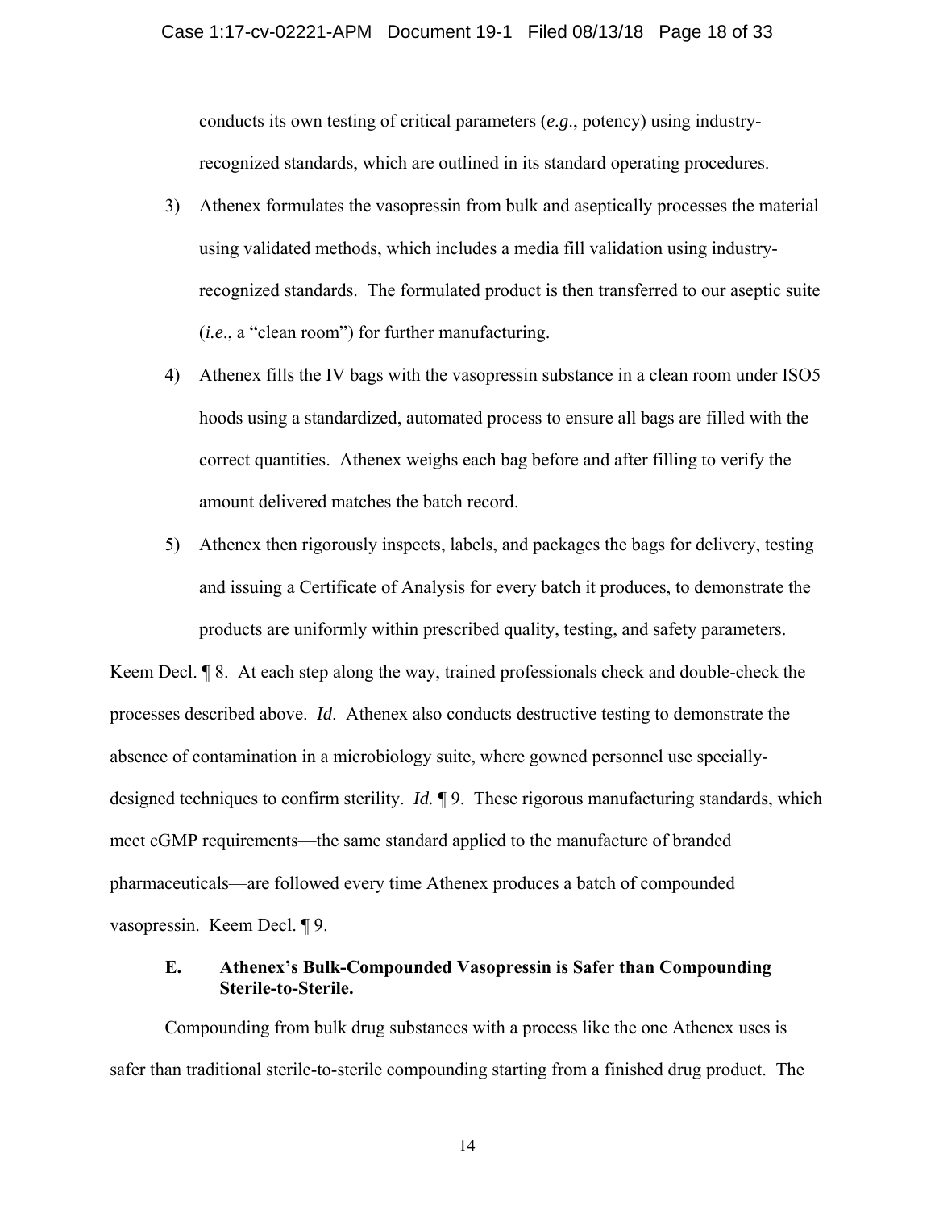conducts its own testing of critical parameters (*e.g*., potency) using industry-recognized standards, which are outlined in its standard operating procedures.

3) Athenex formulates the vasopressin from bulk and aseptically processes the material using validated methods, which includes a media fill validation using industry-recognized standards. The formulated product is then transferred to our aseptic suite (*i.e*., a "clean room") for further manufacturing.

4) Athenex fills the IV bags with the vasopressin substance in a clean room under ISO5 hoods using a standardized, automated process to ensure all bags are filled with the correct quantities. Athenex weighs each bag before and after filling to verify the amount delivered matches the batch record.

5) Athenex then rigorously inspects, labels, and packages the bags for delivery, testing and issuing a Certificate of Analysis for every batch it produces, to demonstrate the products are uniformly within prescribed quality, testing, and safety parameters.

Keem Decl. ¶ 8. At each step along the way, trained professionals check and double-check the processes described above. *Id*. Athenex also conducts destructive testing to demonstrate the absence of contamination in a microbiology suite, where gowned personnel use specially-designed techniques to confirm sterility. *Id.* ¶ 9. These rigorous manufacturing standards, which meet cGMP requirements—the same standard applied to the manufacture of branded pharmaceuticals—are followed every time Athenex produces a batch of compounded vasopressin. Keem Decl. ¶ 9.

### E. Athenex's Bulk-Compounded Vasopressin is Safer than Compounding Sterile-to-Sterile.

Compounding from bulk drug substances with a process like the one Athenex uses is safer than traditional sterile-to-sterile compounding starting from a finished drug product. The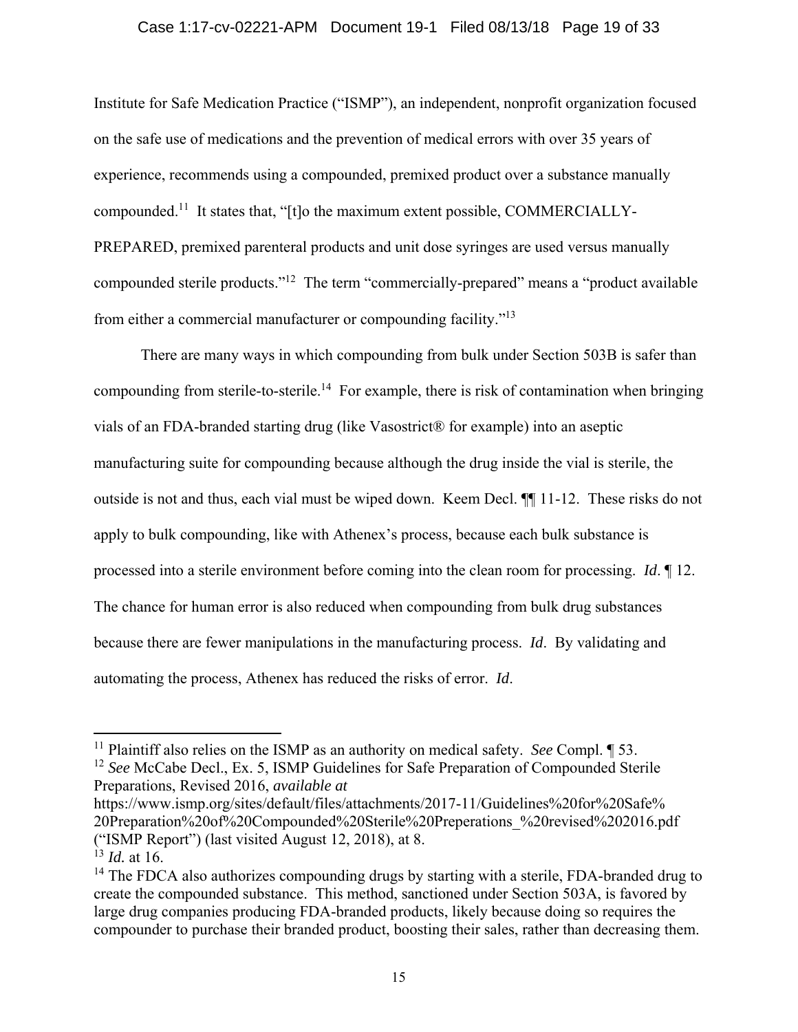Institute for Safe Medication Practice ("ISMP"), an independent, nonprofit organization focused on the safe use of medications and the prevention of medical errors with over 35 years of experience, recommends using a compounded, premixed product over a substance manually compounded.[11] It states that, "[t]o the maximum extent possible, COMMERCIALLY-PREPARED, premixed parenteral products and unit dose syringes are used versus manually compounded sterile products."[12] The term "commercially-prepared" means a "product available from either a commercial manufacturer or compounding facility."[13]

There are many ways in which compounding from bulk under Section 503B is safer than compounding from sterile-to-sterile.[14] For example, there is risk of contamination when bringing vials of an FDA-branded starting drug (like Vasostrict® for example) into an aseptic manufacturing suite for compounding because although the drug inside the vial is sterile, the outside is not and thus, each vial must be wiped down. Keem Decl. ¶¶ 11-12. These risks do not apply to bulk compounding, like with Athenex's process, because each bulk substance is processed into a sterile environment before coming into the clean room for processing. *Id*. ¶ 12. The chance for human error is also reduced when compounding from bulk drug substances because there are fewer manipulations in the manufacturing process. *Id*. By validating and automating the process, Athenex has reduced the risks of error. *Id*.

---

[11] Plaintiff also relies on the ISMP as an authority on medical safety. *See* Compl. ¶ 53.

[12] *See* McCabe Decl., Ex. 5, ISMP Guidelines for Safe Preparation of Compounded Sterile Preparations, Revised 2016, *available at* https://www.ismp.org/sites/default/files/attachments/2017-11/Guidelines%20for%20Safe%20Preparation%20of%20Compounded%20Sterile%20Preperations_%20revised%202016.pdf ("ISMP Report") (last visited August 12, 2018), at 8.

[13] *Id.* at 16.

[14] The FDCA also authorizes compounding drugs by starting with a sterile, FDA-branded drug to create the compounded substance. This method, sanctioned under Section 503A, is favored by large drug companies producing FDA-branded products, likely because doing so requires the compounder to purchase their branded product, boosting their sales, rather than decreasing them.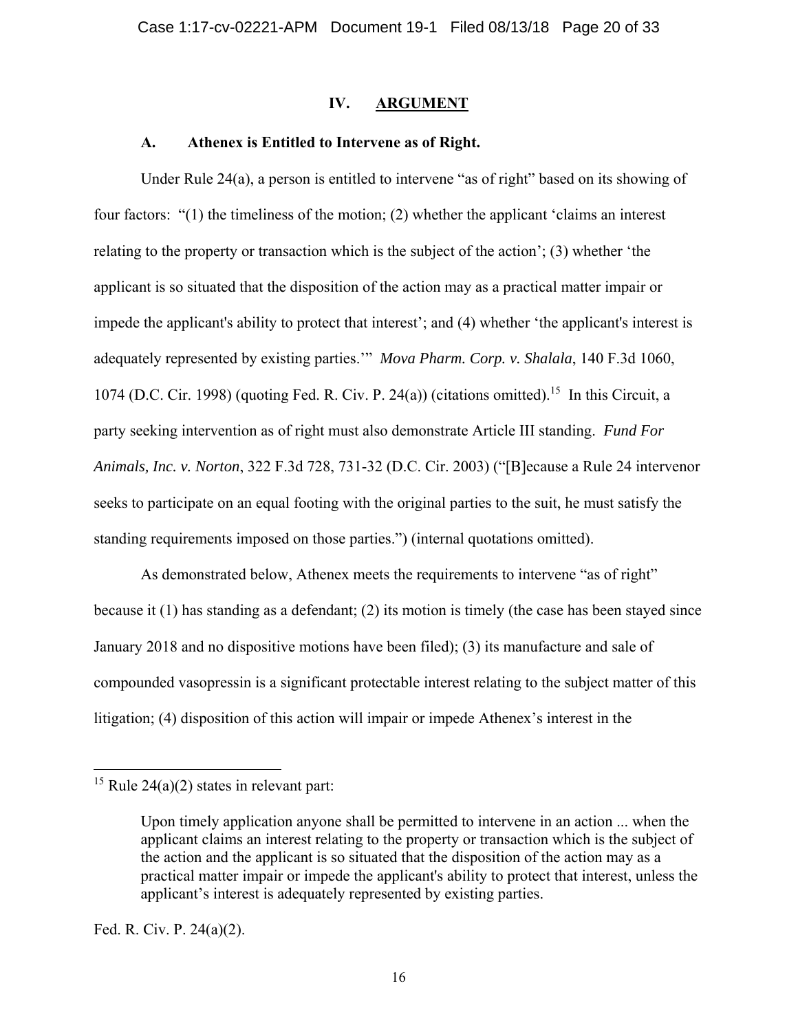## IV. ARGUMENT

### A. Athenex is Entitled to Intervene as of Right.

Under Rule 24(a), a person is entitled to intervene "as of right" based on its showing of four factors: "(1) the timeliness of the motion; (2) whether the applicant 'claims an interest relating to the property or transaction which is the subject of the action'; (3) whether 'the applicant is so situated that the disposition of the action may as a practical matter impair or impede the applicant's ability to protect that interest'; and (4) whether 'the applicant's interest is adequately represented by existing parties.'" *Mova Pharm. Corp. v. Shalala*, 140 F.3d 1060, 1074 (D.C. Cir. 1998) (quoting Fed. R. Civ. P. 24(a)) (citations omitted).[15] In this Circuit, a party seeking intervention as of right must also demonstrate Article III standing. *Fund For Animals, Inc. v. Norton*, 322 F.3d 728, 731-32 (D.C. Cir. 2003) ("[B]ecause a Rule 24 intervenor seeks to participate on an equal footing with the original parties to the suit, he must satisfy the standing requirements imposed on those parties.") (internal quotations omitted).

As demonstrated below, Athenex meets the requirements to intervene "as of right" because it (1) has standing as a defendant; (2) its motion is timely (the case has been stayed since January 2018 and no dispositive motions have been filed); (3) its manufacture and sale of compounded vasopressin is a significant protectable interest relating to the subject matter of this litigation; (4) disposition of this action will impair or impede Athenex's interest in the

---

[15] Rule 24(a)(2) states in relevant part:

> Upon timely application anyone shall be permitted to intervene in an action ... when the applicant claims an interest relating to the property or transaction which is the subject of the action and the applicant is so situated that the disposition of the action may as a practical matter impair or impede the applicant's ability to protect that interest, unless the applicant's interest is adequately represented by existing parties.

Fed. R. Civ. P. 24(a)(2).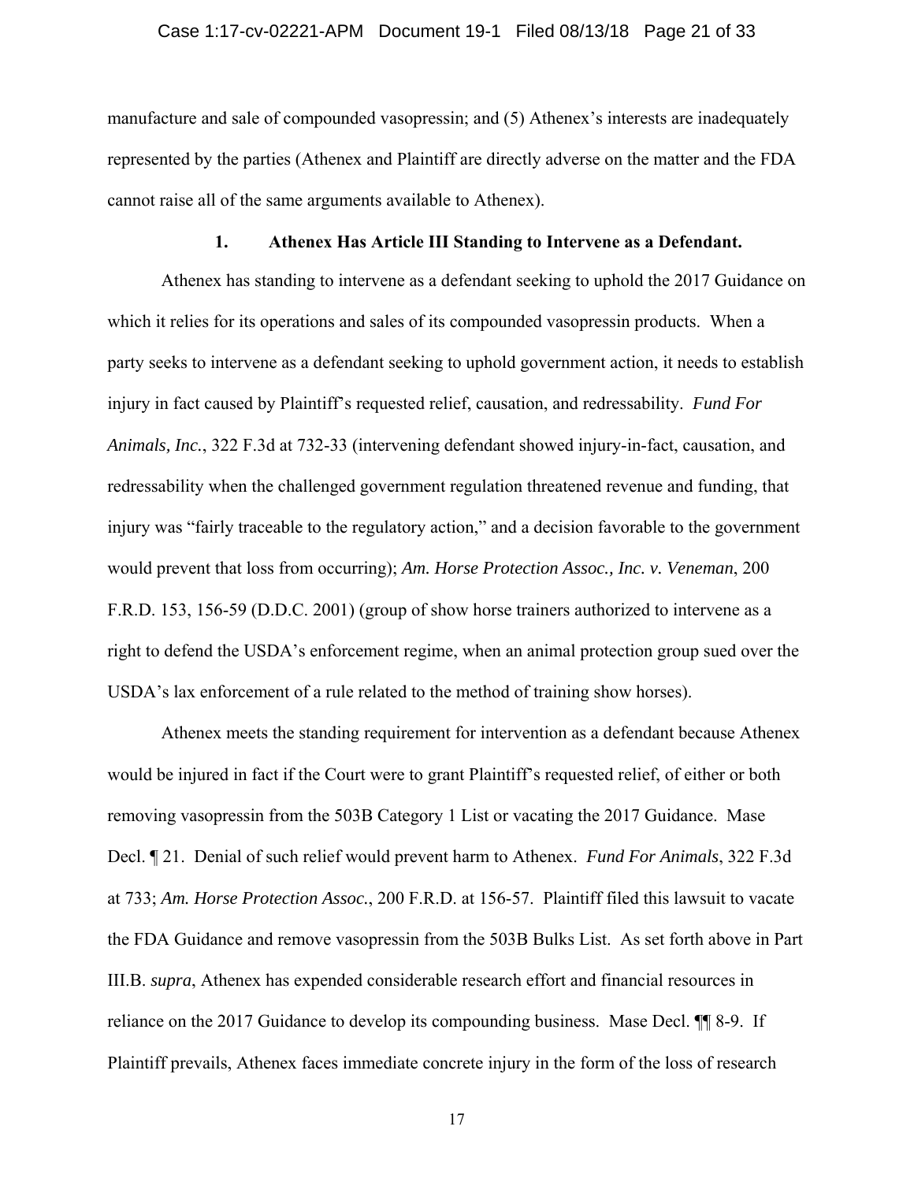manufacture and sale of compounded vasopressin; and (5) Athenex's interests are inadequately represented by the parties (Athenex and Plaintiff are directly adverse on the matter and the FDA cannot raise all of the same arguments available to Athenex).

### 1. Athenex Has Article III Standing to Intervene as a Defendant.

Athenex has standing to intervene as a defendant seeking to uphold the 2017 Guidance on which it relies for its operations and sales of its compounded vasopressin products. When a party seeks to intervene as a defendant seeking to uphold government action, it needs to establish injury in fact caused by Plaintiff's requested relief, causation, and redressability. *Fund For Animals, Inc.*, 322 F.3d at 732-33 (intervening defendant showed injury-in-fact, causation, and redressability when the challenged government regulation threatened revenue and funding, that injury was "fairly traceable to the regulatory action," and a decision favorable to the government would prevent that loss from occurring); *Am. Horse Protection Assoc., Inc. v. Veneman*, 200 F.R.D. 153, 156-59 (D.D.C. 2001) (group of show horse trainers authorized to intervene as a right to defend the USDA's enforcement regime, when an animal protection group sued over the USDA's lax enforcement of a rule related to the method of training show horses).

Athenex meets the standing requirement for intervention as a defendant because Athenex would be injured in fact if the Court were to grant Plaintiff's requested relief, of either or both removing vasopressin from the 503B Category 1 List or vacating the 2017 Guidance. Mase Decl. ¶ 21. Denial of such relief would prevent harm to Athenex. *Fund For Animals*, 322 F.3d at 733; *Am. Horse Protection Assoc.*, 200 F.R.D. at 156-57. Plaintiff filed this lawsuit to vacate the FDA Guidance and remove vasopressin from the 503B Bulks List. As set forth above in Part III.B. *supra*, Athenex has expended considerable research effort and financial resources in reliance on the 2017 Guidance to develop its compounding business. Mase Decl. ¶¶ 8-9. If Plaintiff prevails, Athenex faces immediate concrete injury in the form of the loss of research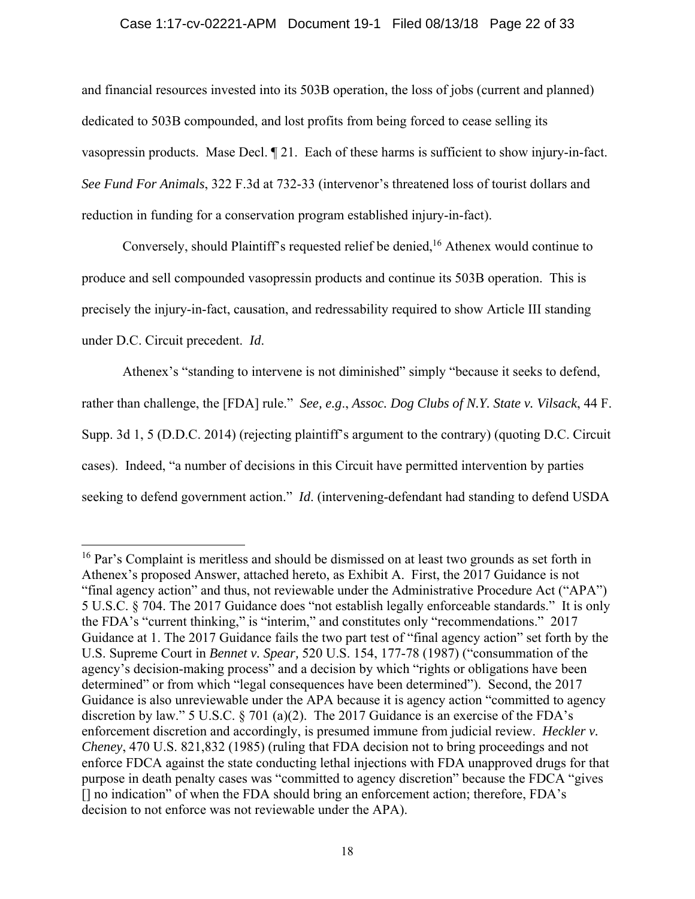and financial resources invested into its 503B operation, the loss of jobs (current and planned) dedicated to 503B compounded, and lost profits from being forced to cease selling its vasopressin products. Mase Decl. ¶ 21. Each of these harms is sufficient to show injury-in-fact. *See Fund For Animals*, 322 F.3d at 732-33 (intervenor's threatened loss of tourist dollars and reduction in funding for a conservation program established injury-in-fact).

Conversely, should Plaintiff's requested relief be denied,[16] Athenex would continue to produce and sell compounded vasopressin products and continue its 503B operation. This is precisely the injury-in-fact, causation, and redressability required to show Article III standing under D.C. Circuit precedent. *Id.*

Athenex's "standing to intervene is not diminished" simply "because it seeks to defend, rather than challenge, the [FDA] rule." *See, e.g*., *Assoc. Dog Clubs of N.Y. State v. Vilsack*, 44 F. Supp. 3d 1, 5 (D.D.C. 2014) (rejecting plaintiff's argument to the contrary) (quoting D.C. Circuit cases). Indeed, "a number of decisions in this Circuit have permitted intervention by parties seeking to defend government action." *Id.* (intervening-defendant had standing to defend USDA

[16] Par's Complaint is meritless and should be dismissed on at least two grounds as set forth in Athenex's proposed Answer, attached hereto, as Exhibit A. First, the 2017 Guidance is not "final agency action" and thus, not reviewable under the Administrative Procedure Act ("APA") 5 U.S.C. § 704. The 2017 Guidance does "not establish legally enforceable standards." It is only the FDA's "current thinking," is "interim," and constitutes only "recommendations." 2017 Guidance at 1. The 2017 Guidance fails the two part test of "final agency action" set forth by the U.S. Supreme Court in *Bennet v. Spear,* 520 U.S. 154, 177-78 (1987) ("consummation of the agency's decision-making process" and a decision by which "rights or obligations have been determined" or from which "legal consequences have been determined"). Second, the 2017 Guidance is also unreviewable under the APA because it is agency action "committed to agency discretion by law." 5 U.S.C. § 701 (a)(2). The 2017 Guidance is an exercise of the FDA's enforcement discretion and accordingly, is presumed immune from judicial review. *Heckler v. Cheney*, 470 U.S. 821,832 (1985) (ruling that FDA decision not to bring proceedings and not enforce FDCA against the state conducting lethal injections with FDA unapproved drugs for that purpose in death penalty cases was "committed to agency discretion" because the FDCA "gives [] no indication" of when the FDA should bring an enforcement action; therefore, FDA's decision to not enforce was not reviewable under the APA).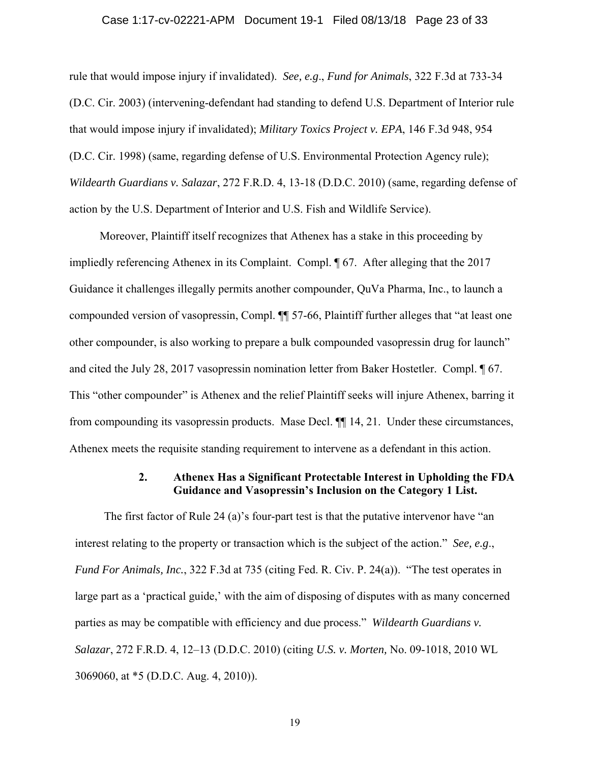rule that would impose injury if invalidated). *See, e.g*., *Fund for Animals*, 322 F.3d at 733-34 (D.C. Cir. 2003) (intervening-defendant had standing to defend U.S. Department of Interior rule that would impose injury if invalidated); *Military Toxics Project v. EPA*, 146 F.3d 948, 954 (D.C. Cir. 1998) (same, regarding defense of U.S. Environmental Protection Agency rule); *Wildearth Guardians v. Salazar*, 272 F.R.D. 4, 13-18 (D.D.C. 2010) (same, regarding defense of action by the U.S. Department of Interior and U.S. Fish and Wildlife Service).

Moreover, Plaintiff itself recognizes that Athenex has a stake in this proceeding by impliedly referencing Athenex in its Complaint. Compl. ¶ 67. After alleging that the 2017 Guidance it challenges illegally permits another compounder, QuVa Pharma, Inc., to launch a compounded version of vasopressin, Compl. ¶¶ 57-66, Plaintiff further alleges that "at least one other compounder, is also working to prepare a bulk compounded vasopressin drug for launch" and cited the July 28, 2017 vasopressin nomination letter from Baker Hostetler. Compl. ¶ 67. This "other compounder" is Athenex and the relief Plaintiff seeks will injure Athenex, barring it from compounding its vasopressin products. Mase Decl. ¶¶ 14, 21. Under these circumstances, Athenex meets the requisite standing requirement to intervene as a defendant in this action.

### 2. Athenex Has a Significant Protectable Interest in Upholding the FDA Guidance and Vasopressin's Inclusion on the Category 1 List.

The first factor of Rule 24 (a)'s four-part test is that the putative intervenor have "an interest relating to the property or transaction which is the subject of the action." *See, e.g*., *Fund For Animals, Inc.*, 322 F.3d at 735 (citing Fed. R. Civ. P. 24(a)). "The test operates in large part as a 'practical guide,' with the aim of disposing of disputes with as many concerned parties as may be compatible with efficiency and due process." *Wildearth Guardians v. Salazar*, 272 F.R.D. 4, 12–13 (D.D.C. 2010) (citing *U.S. v. Morten,* No. 09-1018, 2010 WL 3069060, at *5 (D.D.C. Aug. 4, 2010)).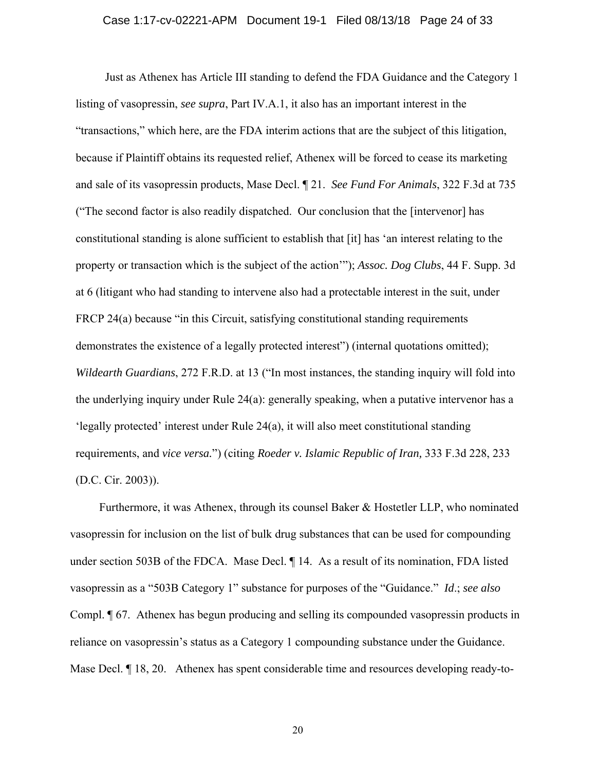Just as Athenex has Article III standing to defend the FDA Guidance and the Category 1 listing of vasopressin, *see supra*, Part IV.A.1, it also has an important interest in the "transactions," which here, are the FDA interim actions that are the subject of this litigation, because if Plaintiff obtains its requested relief, Athenex will be forced to cease its marketing and sale of its vasopressin products, Mase Decl. ¶ 21. *See Fund For Animals*, 322 F.3d at 735 ("The second factor is also readily dispatched. Our conclusion that the [intervenor] has constitutional standing is alone sufficient to establish that [it] has 'an interest relating to the property or transaction which is the subject of the action'"); *Assoc. Dog Clubs*, 44 F. Supp. 3d at 6 (litigant who had standing to intervene also had a protectable interest in the suit, under FRCP 24(a) because "in this Circuit, satisfying constitutional standing requirements demonstrates the existence of a legally protected interest") (internal quotations omitted); *Wildearth Guardians*, 272 F.R.D. at 13 ("In most instances, the standing inquiry will fold into the underlying inquiry under Rule 24(a): generally speaking, when a putative intervenor has a 'legally protected' interest under Rule 24(a), it will also meet constitutional standing requirements, and *vice versa.*") (citing *Roeder v. Islamic Republic of Iran,* 333 F.3d 228, 233 (D.C. Cir. 2003)).

Furthermore, it was Athenex, through its counsel Baker & Hostetler LLP, who nominated vasopressin for inclusion on the list of bulk drug substances that can be used for compounding under section 503B of the FDCA. Mase Decl. ¶ 14. As a result of its nomination, FDA listed vasopressin as a "503B Category 1" substance for purposes of the "Guidance." *Id*.; *see also* Compl. ¶ 67. Athenex has begun producing and selling its compounded vasopressin products in reliance on vasopressin's status as a Category 1 compounding substance under the Guidance. Mase Decl. ¶ 18, 20. Athenex has spent considerable time and resources developing ready-to-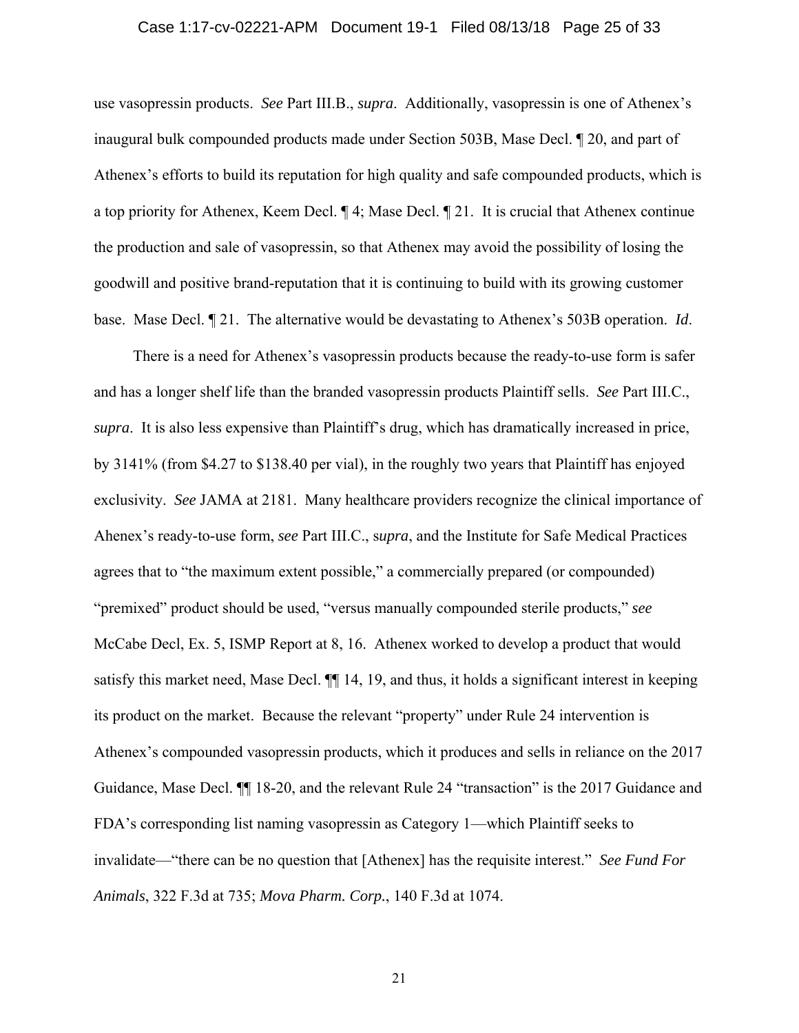use vasopressin products. *See* Part III.B., *supra*. Additionally, vasopressin is one of Athenex's inaugural bulk compounded products made under Section 503B, Mase Decl. ¶ 20, and part of Athenex's efforts to build its reputation for high quality and safe compounded products, which is a top priority for Athenex, Keem Decl. ¶ 4; Mase Decl. ¶ 21. It is crucial that Athenex continue the production and sale of vasopressin, so that Athenex may avoid the possibility of losing the goodwill and positive brand-reputation that it is continuing to build with its growing customer base. Mase Decl. ¶ 21. The alternative would be devastating to Athenex's 503B operation. *Id*.

There is a need for Athenex's vasopressin products because the ready-to-use form is safer and has a longer shelf life than the branded vasopressin products Plaintiff sells. *See* Part III.C., *supra*. It is also less expensive than Plaintiff's drug, which has dramatically increased in price, by 3141% (from $4.27 to $138.40 per vial), in the roughly two years that Plaintiff has enjoyed exclusivity. *See* JAMA at 2181. Many healthcare providers recognize the clinical importance of Ahenex's ready-to-use form, *see* Part III.C., s*upra*, and the Institute for Safe Medical Practices agrees that to "the maximum extent possible," a commercially prepared (or compounded) "premixed" product should be used, "versus manually compounded sterile products," *see* McCabe Decl, Ex. 5, ISMP Report at 8, 16. Athenex worked to develop a product that would satisfy this market need, Mase Decl. ¶¶ 14, 19, and thus, it holds a significant interest in keeping its product on the market. Because the relevant "property" under Rule 24 intervention is Athenex's compounded vasopressin products, which it produces and sells in reliance on the 2017 Guidance, Mase Decl. ¶¶ 18-20, and the relevant Rule 24 "transaction" is the 2017 Guidance and FDA's corresponding list naming vasopressin as Category 1—which Plaintiff seeks to invalidate—"there can be no question that [Athenex] has the requisite interest." *See Fund For Animals*, 322 F.3d at 735; *Mova Pharm. Corp.*, 140 F.3d at 1074.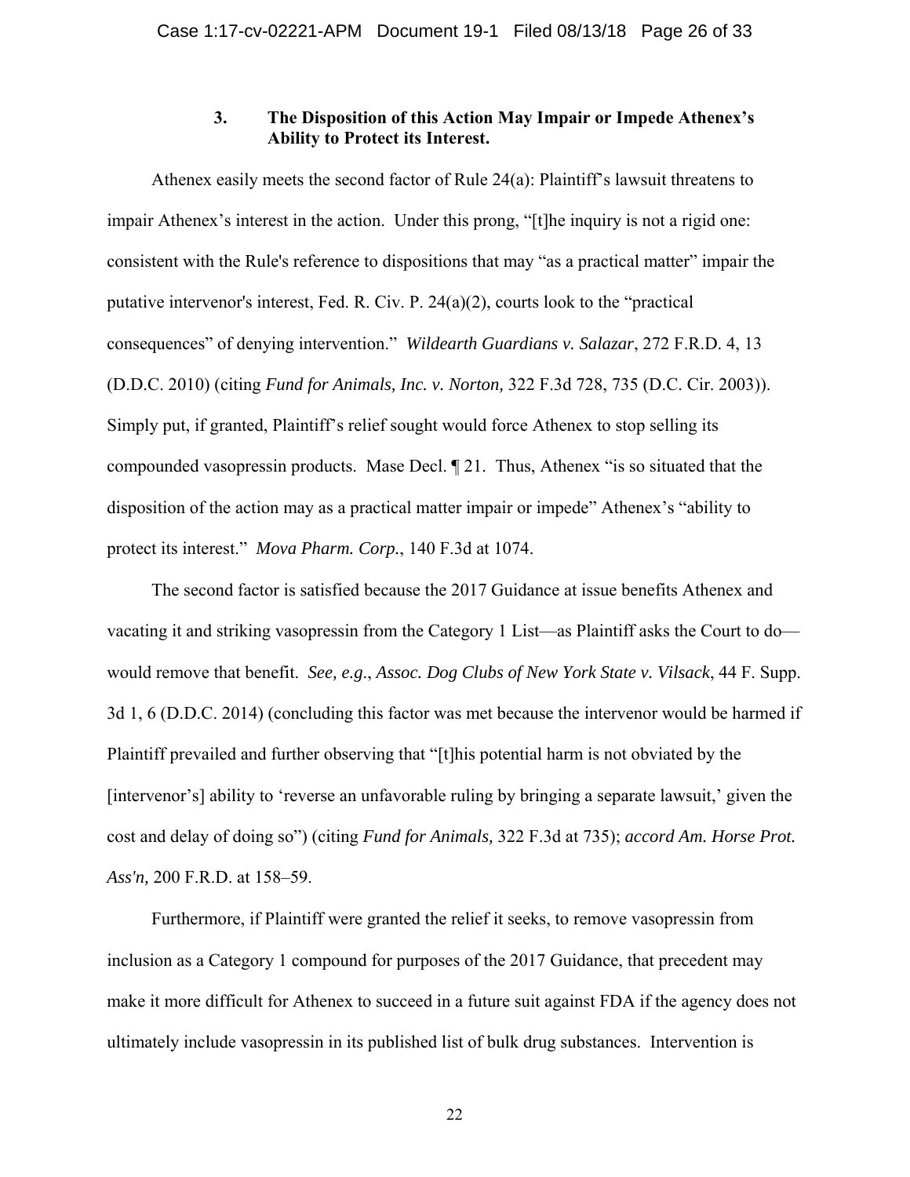### 3. The Disposition of this Action May Impair or Impede Athenex's Ability to Protect its Interest.

Athenex easily meets the second factor of Rule 24(a): Plaintiff's lawsuit threatens to impair Athenex's interest in the action. Under this prong, "[t]he inquiry is not a rigid one: consistent with the Rule's reference to dispositions that may "as a practical matter" impair the putative intervenor's interest, Fed. R. Civ. P. 24(a)(2), courts look to the "practical consequences" of denying intervention." *Wildearth Guardians v. Salazar*, 272 F.R.D. 4, 13 (D.D.C. 2010) (citing *Fund for Animals, Inc. v. Norton,* 322 F.3d 728, 735 (D.C. Cir. 2003)). Simply put, if granted, Plaintiff's relief sought would force Athenex to stop selling its compounded vasopressin products. Mase Decl. ¶ 21. Thus, Athenex "is so situated that the disposition of the action may as a practical matter impair or impede" Athenex's "ability to protect its interest." *Mova Pharm. Corp.*, 140 F.3d at 1074.

The second factor is satisfied because the 2017 Guidance at issue benefits Athenex and vacating it and striking vasopressin from the Category 1 List—as Plaintiff asks the Court to do—would remove that benefit. *See, e.g.*, *Assoc. Dog Clubs of New York State v. Vilsack*, 44 F. Supp. 3d 1, 6 (D.D.C. 2014) (concluding this factor was met because the intervenor would be harmed if Plaintiff prevailed and further observing that "[t]his potential harm is not obviated by the [intervenor's] ability to 'reverse an unfavorable ruling by bringing a separate lawsuit,' given the cost and delay of doing so") (citing *Fund for Animals,* 322 F.3d at 735); *accord Am. Horse Prot. Ass'n,* 200 F.R.D. at 158–59.

Furthermore, if Plaintiff were granted the relief it seeks, to remove vasopressin from inclusion as a Category 1 compound for purposes of the 2017 Guidance, that precedent may make it more difficult for Athenex to succeed in a future suit against FDA if the agency does not ultimately include vasopressin in its published list of bulk drug substances. Intervention is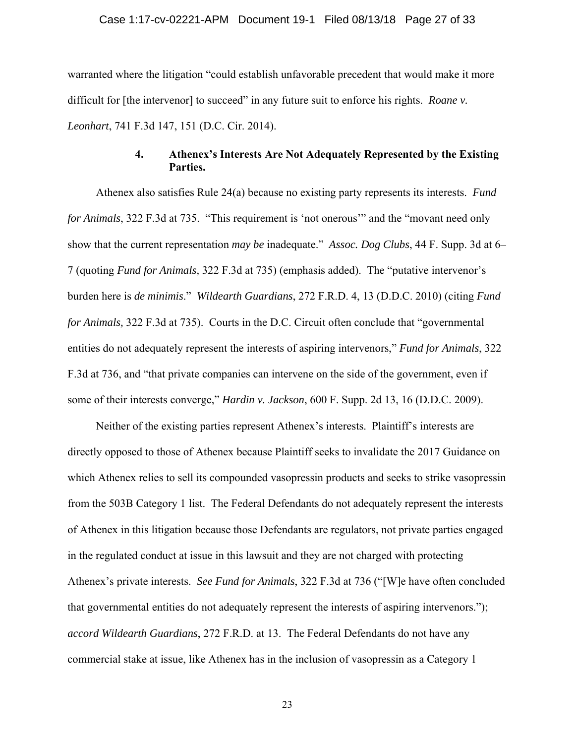warranted where the litigation "could establish unfavorable precedent that would make it more difficult for [the intervenor] to succeed" in any future suit to enforce his rights. *Roane v. Leonhart*, 741 F.3d 147, 151 (D.C. Cir. 2014).

#### 4. Athenex's Interests Are Not Adequately Represented by the Existing Parties.

Athenex also satisfies Rule 24(a) because no existing party represents its interests. *Fund for Animals*, 322 F.3d at 735. "This requirement is 'not onerous'" and the "movant need only show that the current representation *may be* inadequate." *Assoc. Dog Clubs*, 44 F. Supp. 3d at 6–7 (quoting *Fund for Animals,* 322 F.3d at 735) (emphasis added). The "putative intervenor's burden here is *de minimis*." *Wildearth Guardians*, 272 F.R.D. 4, 13 (D.D.C. 2010) (citing *Fund for Animals,* 322 F.3d at 735). Courts in the D.C. Circuit often conclude that "governmental entities do not adequately represent the interests of aspiring intervenors," *Fund for Animals*, 322 F.3d at 736, and "that private companies can intervene on the side of the government, even if some of their interests converge," *Hardin v. Jackson*, 600 F. Supp. 2d 13, 16 (D.D.C. 2009).

Neither of the existing parties represent Athenex's interests. Plaintiff's interests are directly opposed to those of Athenex because Plaintiff seeks to invalidate the 2017 Guidance on which Athenex relies to sell its compounded vasopressin products and seeks to strike vasopressin from the 503B Category 1 list. The Federal Defendants do not adequately represent the interests of Athenex in this litigation because those Defendants are regulators, not private parties engaged in the regulated conduct at issue in this lawsuit and they are not charged with protecting Athenex's private interests. *See Fund for Animals*, 322 F.3d at 736 ("[W]e have often concluded that governmental entities do not adequately represent the interests of aspiring intervenors."); *accord Wildearth Guardians*, 272 F.R.D. at 13. The Federal Defendants do not have any commercial stake at issue, like Athenex has in the inclusion of vasopressin as a Category 1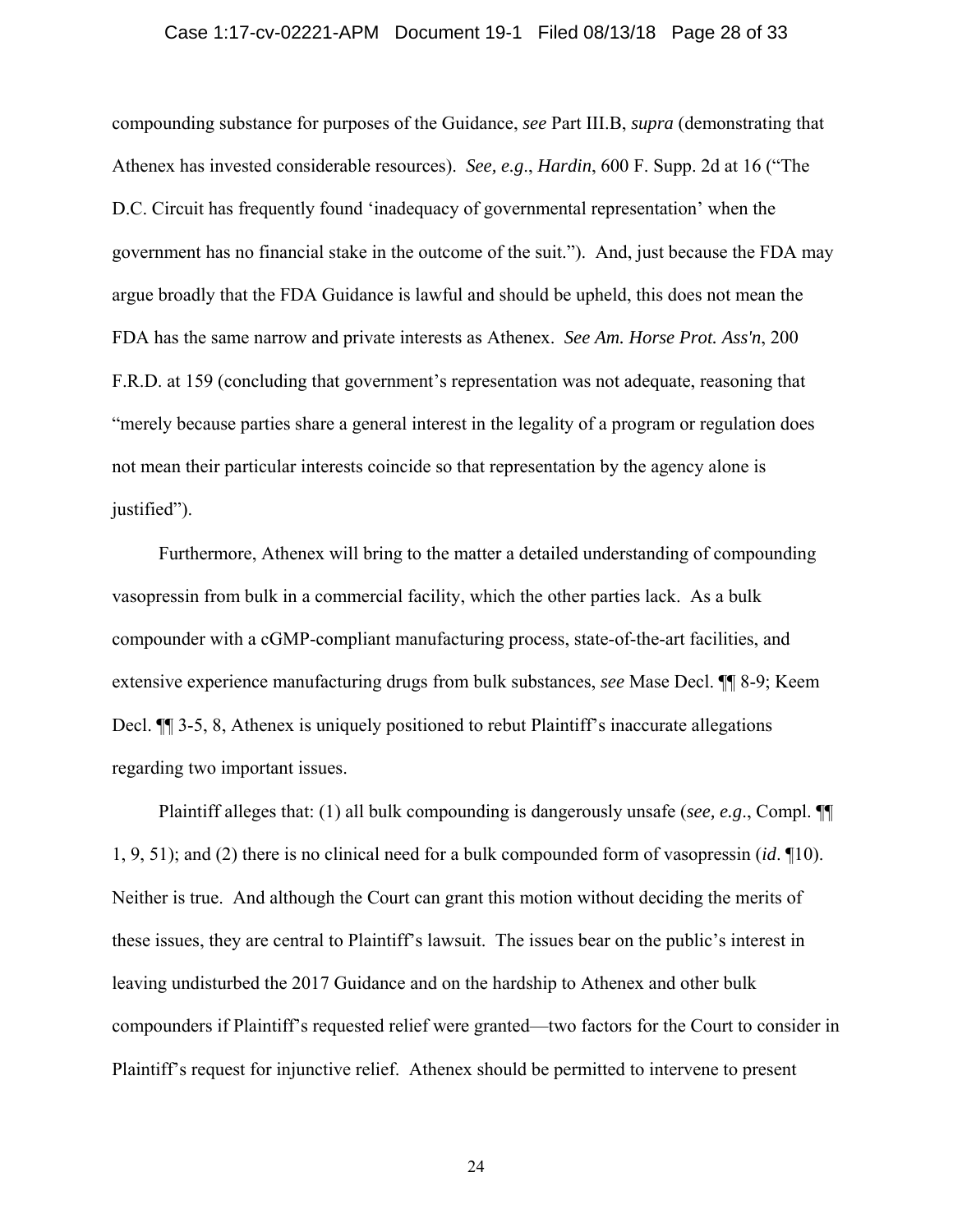compounding substance for purposes of the Guidance, *see* Part III.B, *supra* (demonstrating that Athenex has invested considerable resources). *See, e.g.*, *Hardin*, 600 F. Supp. 2d at 16 ("The D.C. Circuit has frequently found 'inadequacy of governmental representation' when the government has no financial stake in the outcome of the suit."). And, just because the FDA may argue broadly that the FDA Guidance is lawful and should be upheld, this does not mean the FDA has the same narrow and private interests as Athenex. *See Am. Horse Prot. Ass'n*, 200 F.R.D. at 159 (concluding that government's representation was not adequate, reasoning that "merely because parties share a general interest in the legality of a program or regulation does not mean their particular interests coincide so that representation by the agency alone is justified").

Furthermore, Athenex will bring to the matter a detailed understanding of compounding vasopressin from bulk in a commercial facility, which the other parties lack. As a bulk compounder with a cGMP-compliant manufacturing process, state-of-the-art facilities, and extensive experience manufacturing drugs from bulk substances, *see* Mase Decl. ¶¶ 8-9; Keem Decl. ¶¶ 3-5, 8, Athenex is uniquely positioned to rebut Plaintiff's inaccurate allegations regarding two important issues.

Plaintiff alleges that: (1) all bulk compounding is dangerously unsafe (*see, e.g.*, Compl. ¶¶ 1, 9, 51); and (2) there is no clinical need for a bulk compounded form of vasopressin (*id*. ¶10). Neither is true. And although the Court can grant this motion without deciding the merits of these issues, they are central to Plaintiff's lawsuit. The issues bear on the public's interest in leaving undisturbed the 2017 Guidance and on the hardship to Athenex and other bulk compounders if Plaintiff's requested relief were granted—two factors for the Court to consider in Plaintiff's request for injunctive relief. Athenex should be permitted to intervene to present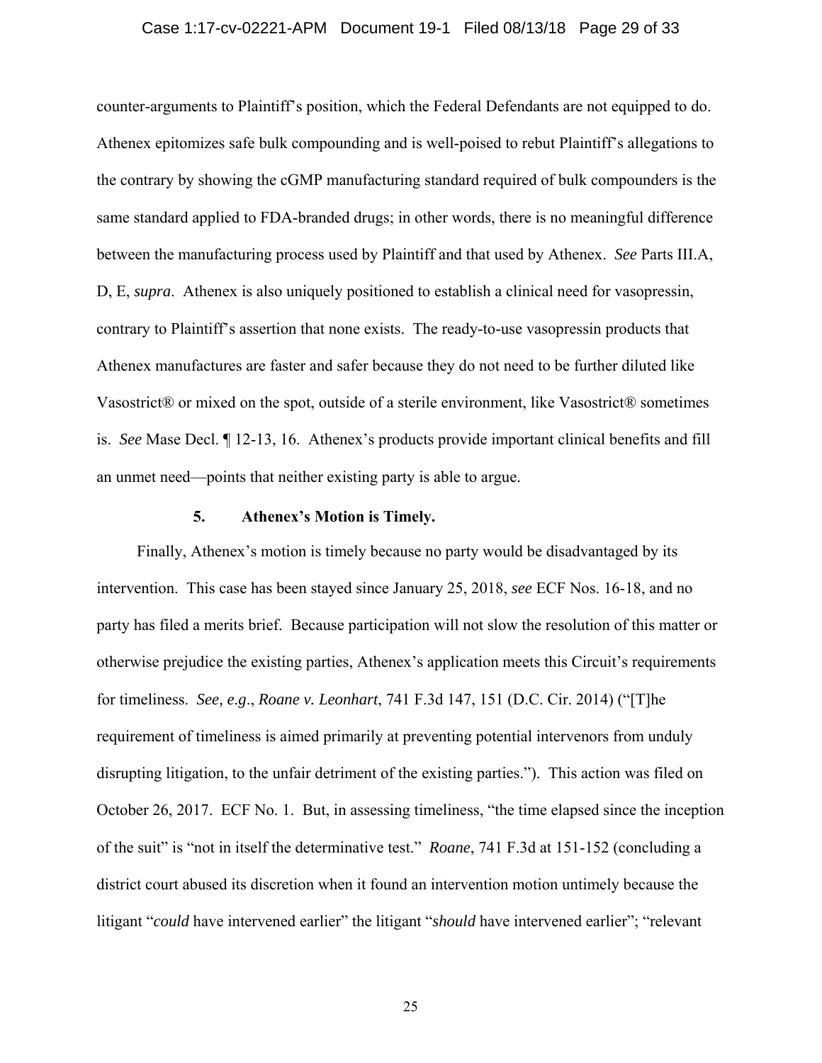counter-arguments to Plaintiff's position, which the Federal Defendants are not equipped to do. Athenex epitomizes safe bulk compounding and is well-poised to rebut Plaintiff's allegations to the contrary by showing the cGMP manufacturing standard required of bulk compounders is the same standard applied to FDA-branded drugs; in other words, there is no meaningful difference between the manufacturing process used by Plaintiff and that used by Athenex. *See* Parts III.A, D, E, *supra*. Athenex is also uniquely positioned to establish a clinical need for vasopressin, contrary to Plaintiff's assertion that none exists. The ready-to-use vasopressin products that Athenex manufactures are faster and safer because they do not need to be further diluted like Vasostrict® or mixed on the spot, outside of a sterile environment, like Vasostrict® sometimes is. *See* Mase Decl. ¶ 12-13, 16. Athenex's products provide important clinical benefits and fill an unmet need—points that neither existing party is able to argue.

**5. Athenex's Motion is Timely.**

Finally, Athenex's motion is timely because no party would be disadvantaged by its intervention. This case has been stayed since January 25, 2018, *see* ECF Nos. 16-18, and no party has filed a merits brief. Because participation will not slow the resolution of this matter or otherwise prejudice the existing parties, Athenex's application meets this Circuit's requirements for timeliness. *See, e.g*., *Roane v. Leonhart*, 741 F.3d 147, 151 (D.C. Cir. 2014) ("[T]he requirement of timeliness is aimed primarily at preventing potential intervenors from unduly disrupting litigation, to the unfair detriment of the existing parties."). This action was filed on October 26, 2017. ECF No. 1. But, in assessing timeliness, "the time elapsed since the inception of the suit" is "not in itself the determinative test." *Roane*, 741 F.3d at 151-152 (concluding a district court abused its discretion when it found an intervention motion untimely because the litigant "*could* have intervened earlier" the litigant "*should* have intervened earlier"; "relevant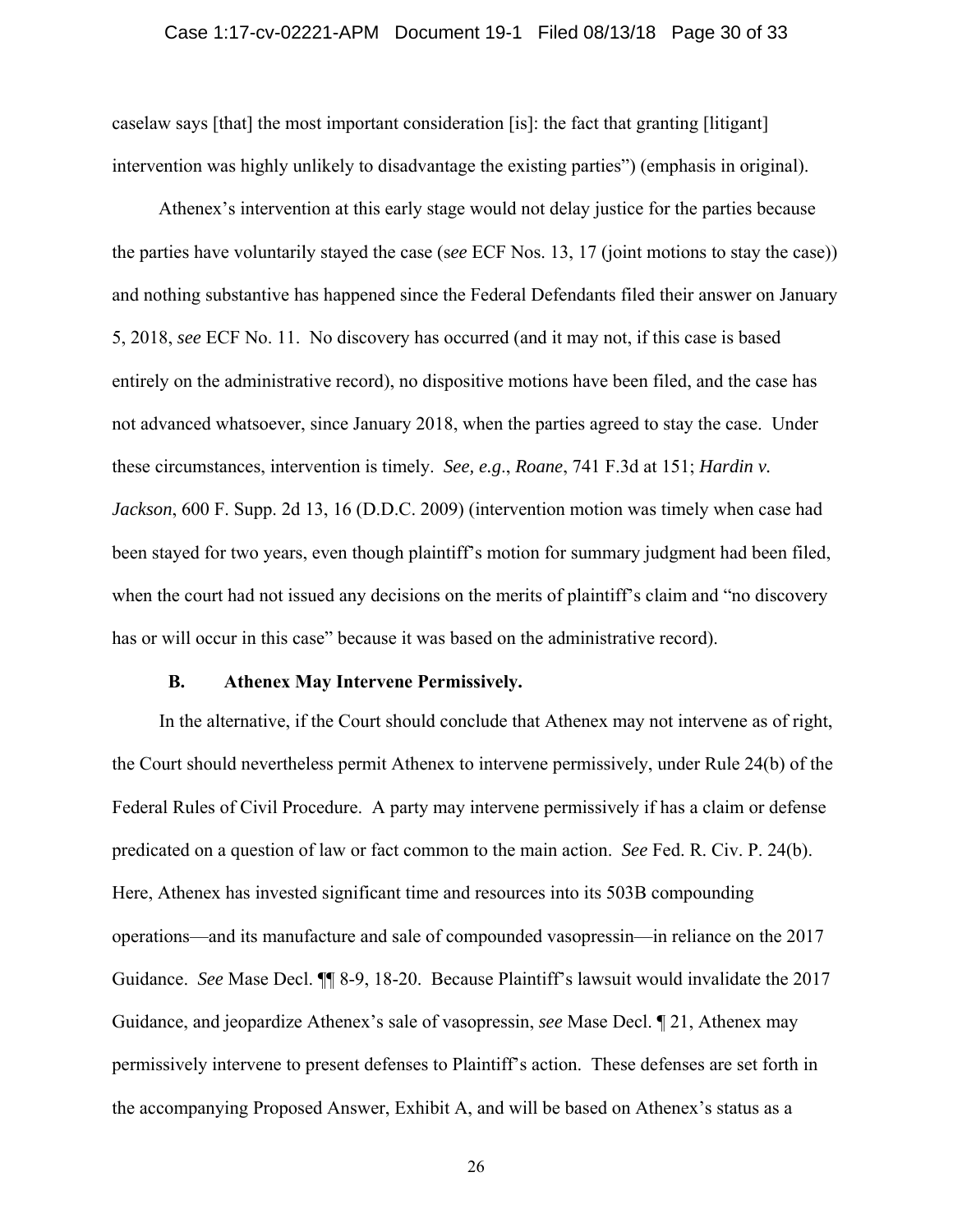caselaw says [that] the most important consideration [is]: the fact that granting [litigant] intervention was highly unlikely to disadvantage the existing parties") (emphasis in original).

Athenex's intervention at this early stage would not delay justice for the parties because the parties have voluntarily stayed the case (*see* ECF Nos. 13, 17 (joint motions to stay the case)) and nothing substantive has happened since the Federal Defendants filed their answer on January 5, 2018, *see* ECF No. 11. No discovery has occurred (and it may not, if this case is based entirely on the administrative record), no dispositive motions have been filed, and the case has not advanced whatsoever, since January 2018, when the parties agreed to stay the case. Under these circumstances, intervention is timely. *See, e.g.*, *Roane*, 741 F.3d at 151; *Hardin v. Jackson*, 600 F. Supp. 2d 13, 16 (D.D.C. 2009) (intervention motion was timely when case had been stayed for two years, even though plaintiff's motion for summary judgment had been filed, when the court had not issued any decisions on the merits of plaintiff's claim and "no discovery has or will occur in this case" because it was based on the administrative record).

### B. Athenex May Intervene Permissively.

In the alternative, if the Court should conclude that Athenex may not intervene as of right, the Court should nevertheless permit Athenex to intervene permissively, under Rule 24(b) of the Federal Rules of Civil Procedure. A party may intervene permissively if has a claim or defense predicated on a question of law or fact common to the main action. *See* Fed. R. Civ. P. 24(b). Here, Athenex has invested significant time and resources into its 503B compounding operations—and its manufacture and sale of compounded vasopressin—in reliance on the 2017 Guidance. *See* Mase Decl. ¶¶ 8-9, 18-20. Because Plaintiff's lawsuit would invalidate the 2017 Guidance, and jeopardize Athenex's sale of vasopressin, *see* Mase Decl. ¶ 21, Athenex may permissively intervene to present defenses to Plaintiff's action. These defenses are set forth in the accompanying Proposed Answer, Exhibit A, and will be based on Athenex's status as a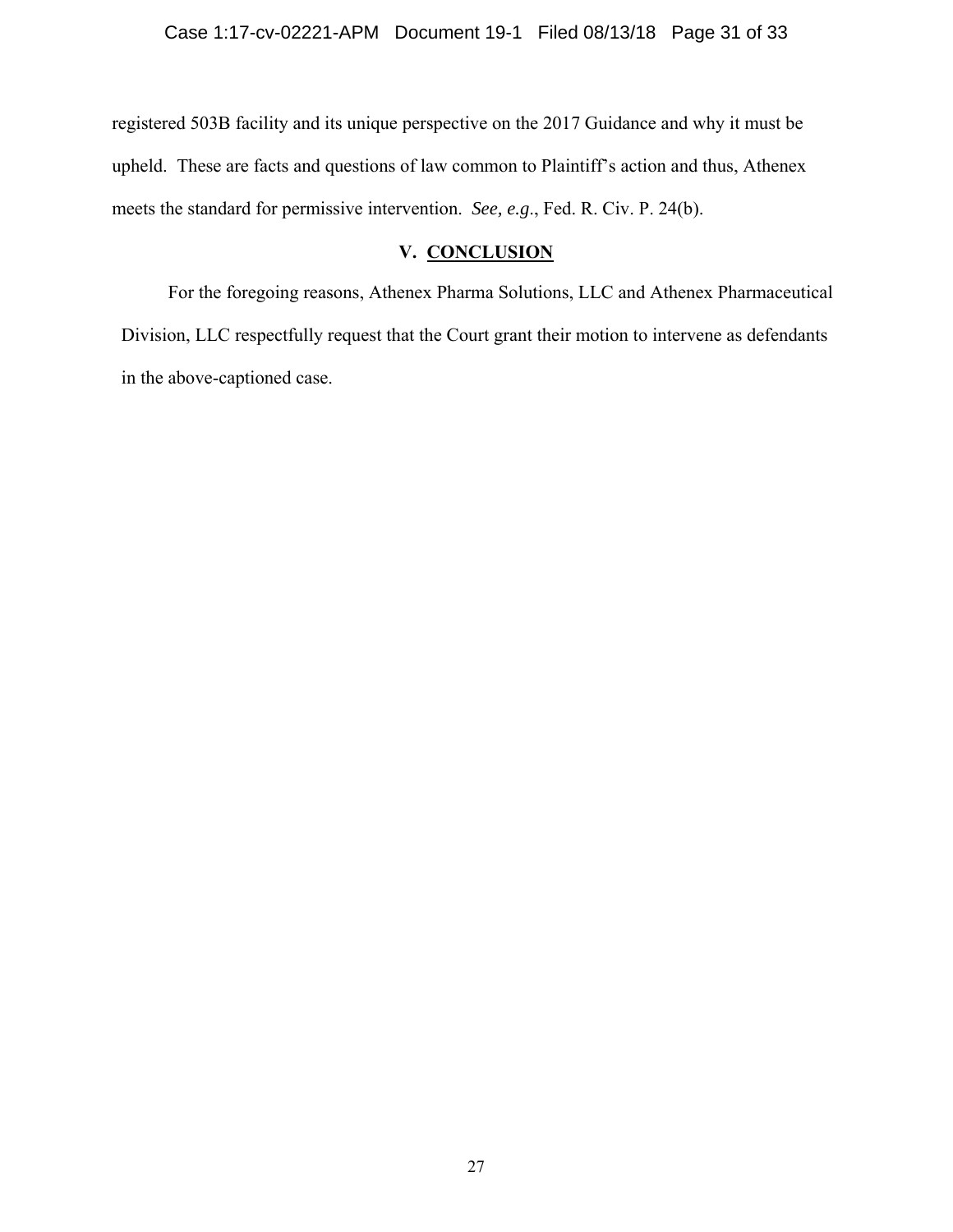registered 503B facility and its unique perspective on the 2017 Guidance and why it must be upheld. These are facts and questions of law common to Plaintiff's action and thus, Athenex meets the standard for permissive intervention. *See, e.g.*, Fed. R. Civ. P. 24(b).

## V. <u>CONCLUSION</u>

For the foregoing reasons, Athenex Pharma Solutions, LLC and Athenex Pharmaceutical Division, LLC respectfully request that the Court grant their motion to intervene as defendants in the above-captioned case.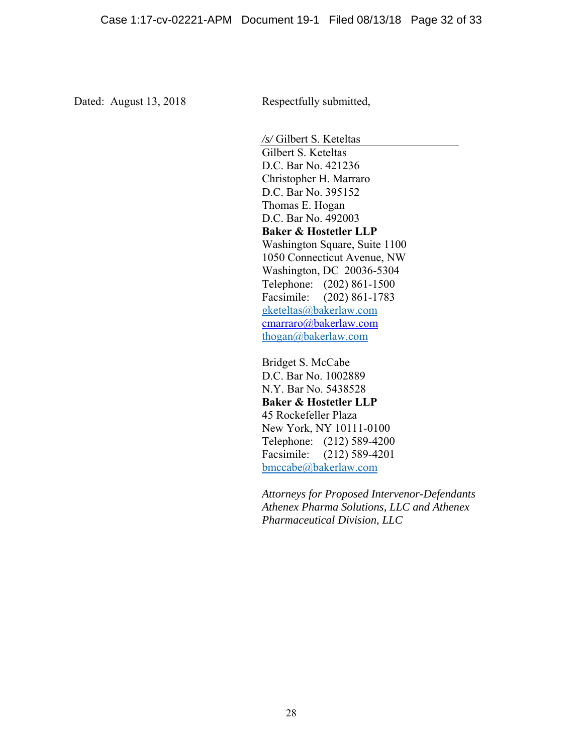Dated: August 13, 2018

Respectfully submitted,

*/s/* Gilbert S. Keteltas
Gilbert S. Keteltas
D.C. Bar No. 421236
Christopher H. Marraro
D.C. Bar No. 395152
Thomas E. Hogan
D.C. Bar No. 492003
**Baker & Hostetler LLP**
Washington Square, Suite 1100
1050 Connecticut Avenue, NW
Washington, DC 20036-5304
Telephone: (202) 861-1500
Facsimile: (202) 861-1783
gketeltas@bakerlaw.com
cmarraro@bakerlaw.com
thogan@bakerlaw.com

Bridget S. McCabe
D.C. Bar No. 1002889
N.Y. Bar No. 5438528
**Baker & Hostetler LLP**
45 Rockefeller Plaza
New York, NY 10111-0100
Telephone: (212) 589-4200
Facsimile: (212) 589-4201
bmccabe@bakerlaw.com

*Attorneys for Proposed Intervenor-Defendants Athenex Pharma Solutions, LLC and Athenex Pharmaceutical Division, LLC*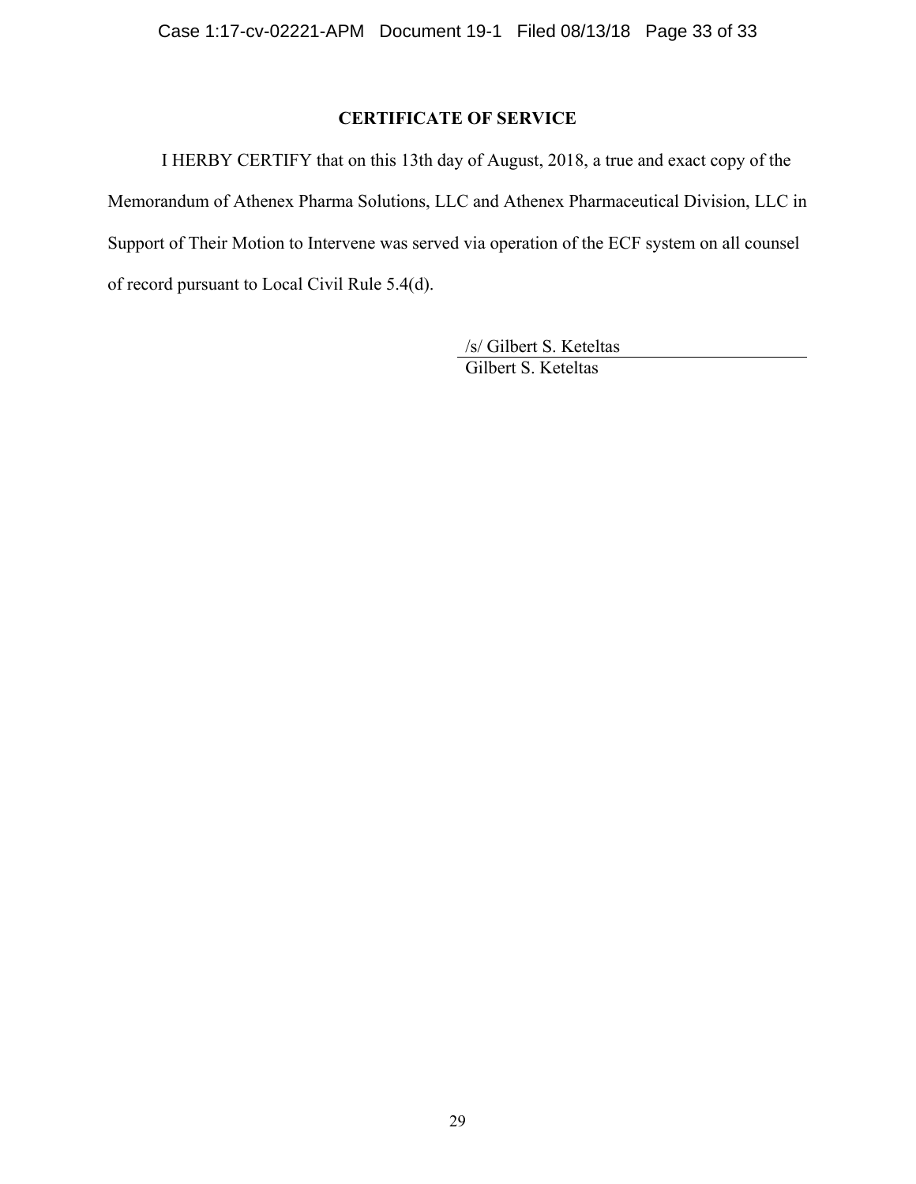## CERTIFICATE OF SERVICE

I HERBY CERTIFY that on this 13th day of August, 2018, a true and exact copy of the Memorandum of Athenex Pharma Solutions, LLC and Athenex Pharmaceutical Division, LLC in Support of Their Motion to Intervene was served via operation of the ECF system on all counsel of record pursuant to Local Civil Rule 5.4(d).

/s/ Gilbert S. Keteltas
Gilbert S. Keteltas